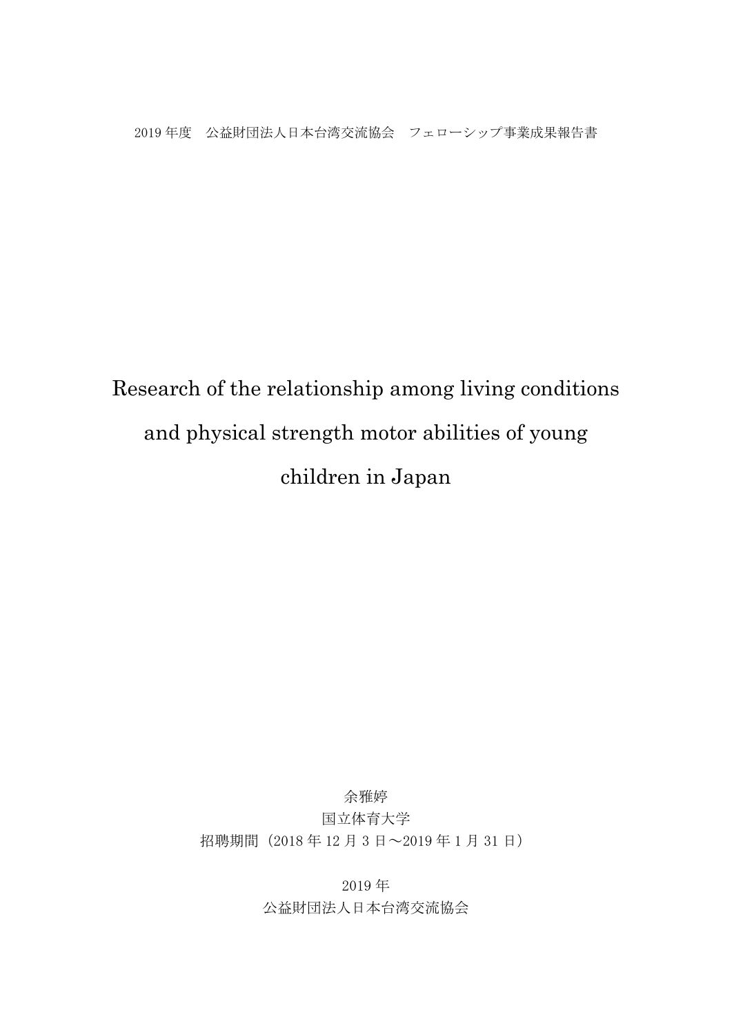2019 年度　公益財団法人日本台湾交流協会　フェローシップ事業成果報告書

# Research of the relationship among living conditions and physical strength motor abilities of young children in Japan

余雅婷

国立体育大学

招聘期間（2018 年 12 月 3 日～2019 年 1 月 31 日）

2019 年

公益財団法人日本台湾交流協会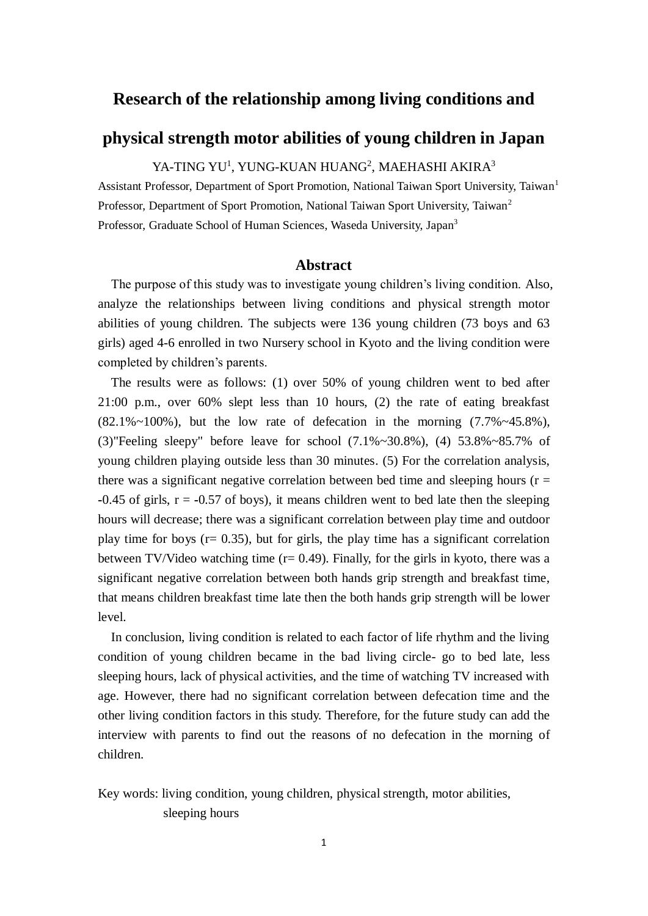# Research of the relationship among living conditions and physical strength motor abilities of young children in Japan

YA-TING YU[1], YUNG-KUAN HUANG[2], MAEHASHI AKIRA[3]

Assistant Professor, Department of Sport Promotion, National Taiwan Sport University, Taiwan[1]

Professor, Department of Sport Promotion, National Taiwan Sport University, Taiwan[2]

Professor, Graduate School of Human Sciences, Waseda University, Japan[3]

## Abstract

The purpose of this study was to investigate young children's living condition. Also, analyze the relationships between living conditions and physical strength motor abilities of young children. The subjects were 136 young children (73 boys and 63 girls) aged 4-6 enrolled in two Nursery school in Kyoto and the living condition were completed by children's parents.

The results were as follows: (1) over 50% of young children went to bed after 21:00 p.m., over 60% slept less than 10 hours, (2) the rate of eating breakfast (82.1%~100%), but the low rate of defecation in the morning (7.7%~45.8%), (3)"Feeling sleepy" before leave for school (7.1%~30.8%), (4) 53.8%~85.7% of young children playing outside less than 30 minutes. (5) For the correlation analysis, there was a significant negative correlation between bed time and sleeping hours ($r = -0.45$ of girls, $r = -0.57$ of boys), it means children went to bed late then the sleeping hours will decrease; there was a significant correlation between play time and outdoor play time for boys ($r = 0.35$), but for girls, the play time has a significant correlation between TV/Video watching time ($r = 0.49$). Finally, for the girls in kyoto, there was a significant negative correlation between both hands grip strength and breakfast time, that means children breakfast time late then the both hands grip strength will be lower level.

In conclusion, living condition is related to each factor of life rhythm and the living condition of young children became in the bad living circle- go to bed late, less sleeping hours, lack of physical activities, and the time of watching TV increased with age. However, there had no significant correlation between defecation time and the other living condition factors in this study. Therefore, for the future study can add the interview with parents to find out the reasons of no defecation in the morning of children.

Key words: living condition, young children, physical strength, motor abilities, sleeping hours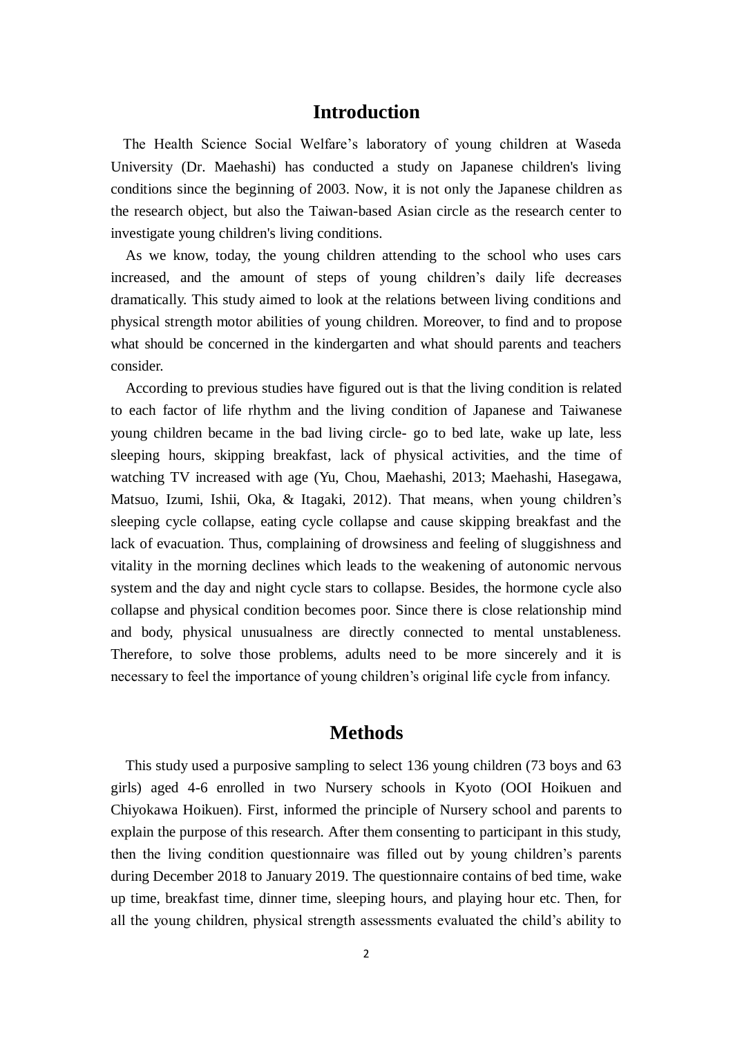# Introduction

The Health Science Social Welfare's laboratory of young children at Waseda University (Dr. Maehashi) has conducted a study on Japanese children's living conditions since the beginning of 2003. Now, it is not only the Japanese children as the research object, but also the Taiwan-based Asian circle as the research center to investigate young children's living conditions.

As we know, today, the young children attending to the school who uses cars increased, and the amount of steps of young children's daily life decreases dramatically. This study aimed to look at the relations between living conditions and physical strength motor abilities of young children. Moreover, to find and to propose what should be concerned in the kindergarten and what should parents and teachers consider.

According to previous studies have figured out is that the living condition is related to each factor of life rhythm and the living condition of Japanese and Taiwanese young children became in the bad living circle- go to bed late, wake up late, less sleeping hours, skipping breakfast, lack of physical activities, and the time of watching TV increased with age (Yu, Chou, Maehashi, 2013; Maehashi, Hasegawa, Matsuo, Izumi, Ishii, Oka, & Itagaki, 2012). That means, when young children's sleeping cycle collapse, eating cycle collapse and cause skipping breakfast and the lack of evacuation. Thus, complaining of drowsiness and feeling of sluggishness and vitality in the morning declines which leads to the weakening of autonomic nervous system and the day and night cycle stars to collapse. Besides, the hormone cycle also collapse and physical condition becomes poor. Since there is close relationship mind and body, physical unusualness are directly connected to mental unstableness. Therefore, to solve those problems, adults need to be more sincerely and it is necessary to feel the importance of young children's original life cycle from infancy.

# Methods

This study used a purposive sampling to select 136 young children (73 boys and 63 girls) aged 4-6 enrolled in two Nursery schools in Kyoto (OOI Hoikuen and Chiyokawa Hoikuen). First, informed the principle of Nursery school and parents to explain the purpose of this research. After them consenting to participant in this study, then the living condition questionnaire was filled out by young children's parents during December 2018 to January 2019. The questionnaire contains of bed time, wake up time, breakfast time, dinner time, sleeping hours, and playing hour etc. Then, for all the young children, physical strength assessments evaluated the child's ability to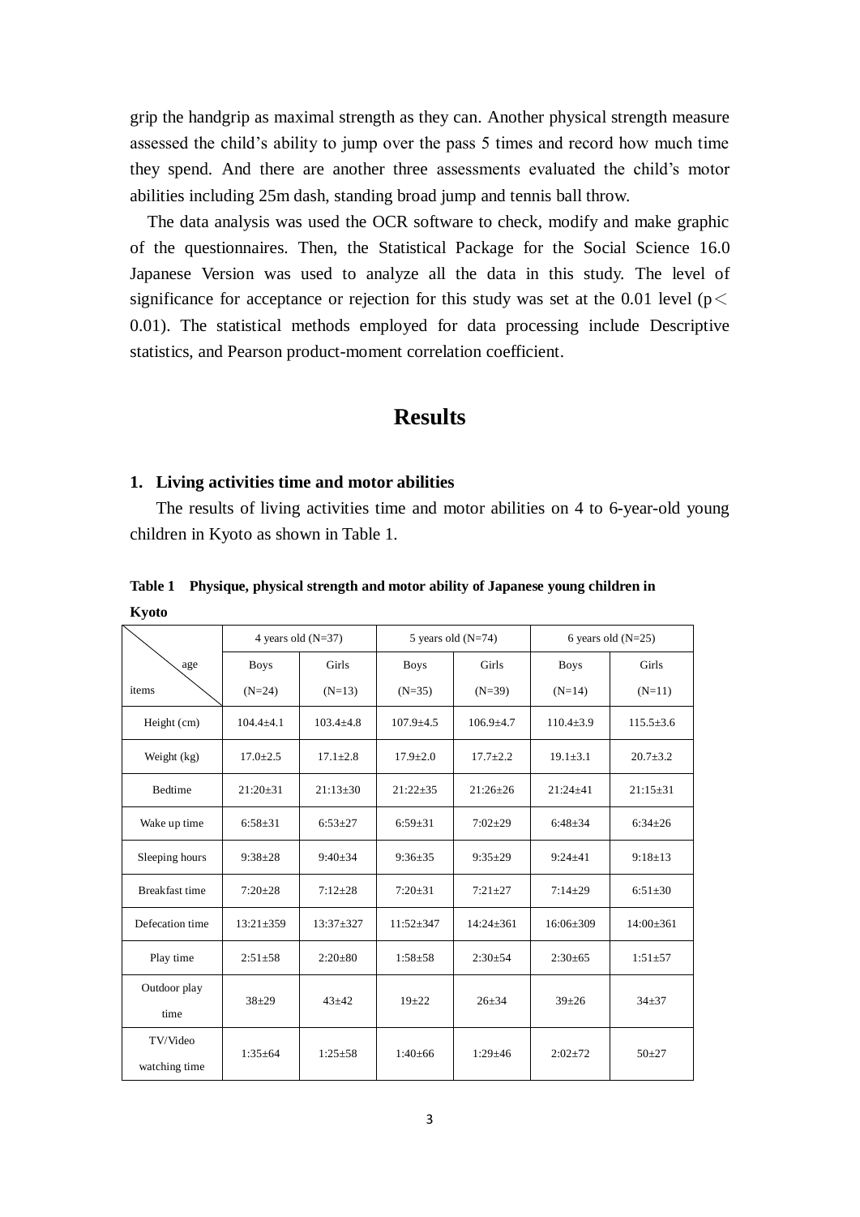grip the handgrip as maximal strength as they can. Another physical strength measure assessed the child's ability to jump over the pass 5 times and record how much time they spend. And there are another three assessments evaluated the child's motor abilities including 25m dash, standing broad jump and tennis ball throw.

The data analysis was used the OCR software to check, modify and make graphic of the questionnaires. Then, the Statistical Package for the Social Science 16.0 Japanese Version was used to analyze all the data in this study. The level of significance for acceptance or rejection for this study was set at the 0.01 level ($p < 0.01$). The statistical methods employed for data processing include Descriptive statistics, and Pearson product-moment correlation coefficient.

# Results

## 1. Living activities time and motor abilities

The results of living activities time and motor abilities on 4 to 6-year-old young children in Kyoto as shown in Table 1.

**Table 1 Physique, physical strength and motor ability of Japanese young children in Kyoto**

| age / items | 4 years old (N=37) | | 5 years old (N=74) | | 6 years old (N=25) | |
|---|---|---|---|---|---|---|
| | Boys (N=24) | Girls (N=13) | Boys (N=35) | Girls (N=39) | Boys (N=14) | Girls (N=11) |
| Height (cm) | 104.4±4.1 | 103.4±4.8 | 107.9±4.5 | 106.9±4.7 | 110.4±3.9 | 115.5±3.6 |
| Weight (kg) | 17.0±2.5 | 17.1±2.8 | 17.9±2.0 | 17.7±2.2 | 19.1±3.1 | 20.7±3.2 |
| Bedtime | 21:20±31 | 21:13±30 | 21:22±35 | 21:26±26 | 21:24±41 | 21:15±31 |
| Wake up time | 6:58±31 | 6:53±27 | 6:59±31 | 7:02±29 | 6:48±34 | 6:34±26 |
| Sleeping hours | 9:38±28 | 9:40±34 | 9:36±35 | 9:35±29 | 9:24±41 | 9:18±13 |
| Breakfast time | 7:20±28 | 7:12±28 | 7:20±31 | 7:21±27 | 7:14±29 | 6:51±30 |
| Defecation time | 13:21±359 | 13:37±327 | 11:52±347 | 14:24±361 | 16:06±309 | 14:00±361 |
| Play time | 2:51±58 | 2:20±80 | 1:58±58 | 2:30±54 | 2:30±65 | 1:51±57 |
| Outdoor play time | 38±29 | 43±42 | 19±22 | 26±34 | 39±26 | 34±37 |
| TV/Video watching time | 1:35±64 | 1:25±58 | 1:40±66 | 1:29±46 | 2:02±72 | 50±27 |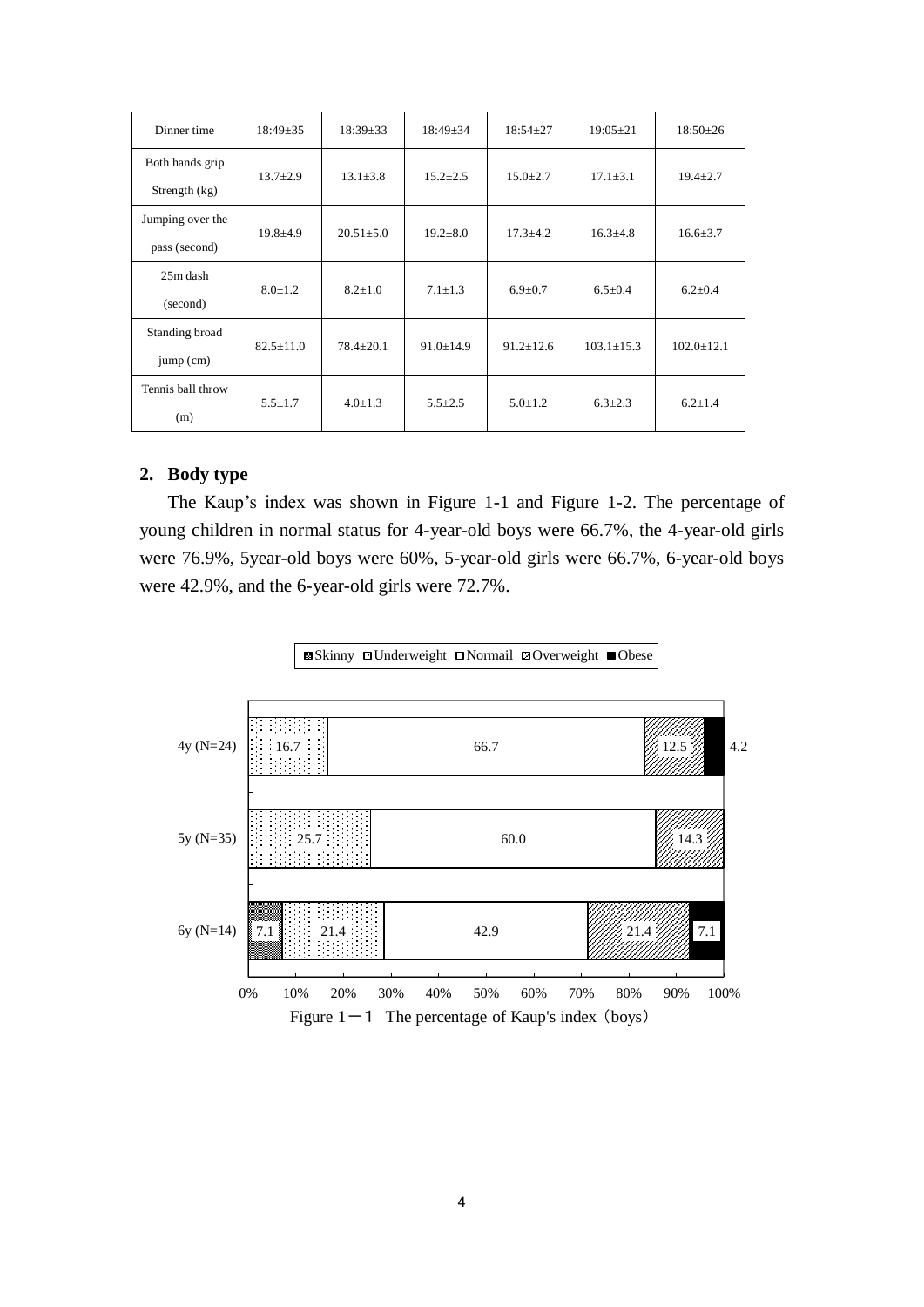| Dinner time | 18:49±35 | 18:39±33 | 18:49±34 | 18:54±27 | 19:05±21 | 18:50±26 |
|---|---|---|---|---|---|---|
| Both hands grip Strength (kg) | 13.7±2.9 | 13.1±3.8 | 15.2±2.5 | 15.0±2.7 | 17.1±3.1 | 19.4±2.7 |
| Jumping over the pass (second) | 19.8±4.9 | 20.51±5.0 | 19.2±8.0 | 17.3±4.2 | 16.3±4.8 | 16.6±3.7 |
| 25m dash (second) | 8.0±1.2 | 8.2±1.0 | 7.1±1.3 | 6.9±0.7 | 6.5±0.4 | 6.2±0.4 |
| Standing broad jump (cm) | 82.5±11.0 | 78.4±20.1 | 91.0±14.9 | 91.2±12.6 | 103.1±15.3 | 102.0±12.1 |
| Tennis ball throw (m) | 5.5±1.7 | 4.0±1.3 | 5.5±2.5 | 5.0±1.2 | 6.3±2.3 | 6.2±1.4 |

## 2. Body type

The Kaup's index was shown in Figure 1-1 and Figure 1-2. The percentage of young children in normal status for 4-year-old boys were 66.7%, the 4-year-old girls were 76.9%, 5year-old boys were 60%, 5-year-old girls were 66.7%, 6-year-old boys were 42.9%, and the 6-year-old girls were 72.7%.

| | Skinny | Underweight | Normail | Overweight | Obese |
|---|---|---|---|---|---|
| 4y (N=24) | | 16.7 | 66.7 | 12.5 | 4.2 |
| 5y (N=35) | | 25.7 | 60.0 | 14.3 | |
| 6y (N=14) | 7.1 | 21.4 | 42.9 | 21.4 | 7.1 |

Figure 1－1 The percentage of Kaup's index（boys）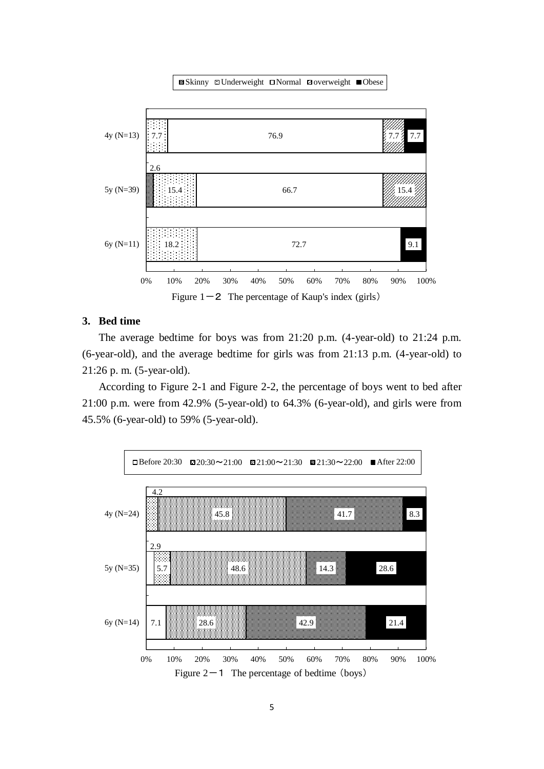Figure 1－2　The percentage of Kaup's index (girls)

| | Skinny | Underweight | Normal | overweight | Obese |
|---|---|---|---|---|---|
| 4y (N=13) | | 7.7 | 76.9 | 7.7 | 7.7 |
| 5y (N=39) | 2.6 | 15.4 | 66.7 | 15.4 | |
| 6y (N=11) | | 18.2 | 72.7 | | 9.1 |

### 3. Bed time

The average bedtime for boys was from 21:20 p.m. (4-year-old) to 21:24 p.m. (6-year-old), and the average bedtime for girls was from 21:13 p.m. (4-year-old) to 21:26 p. m. (5-year-old).

According to Figure 2-1 and Figure 2-2, the percentage of boys went to bed after 21:00 p.m. were from 42.9% (5-year-old) to 64.3% (6-year-old), and girls were from 45.5% (6-year-old) to 59% (5-year-old).

| | Before 20:30 | 20:30～21:00 | 21:00～21:30 | 21:30～22:00 | After 22:00 |
|---|---|---|---|---|---|
| 4y (N=24) | | 4.2 | 45.8 | 41.7 | 8.3 |
| 5y (N=35) | 2.9 | 5.7 | 48.6 | 14.3 | 28.6 |
| 6y (N=14) | 7.1 | 28.6 | 42.9 | | 21.4 |

Figure 2－1　The percentage of bedtime（boys）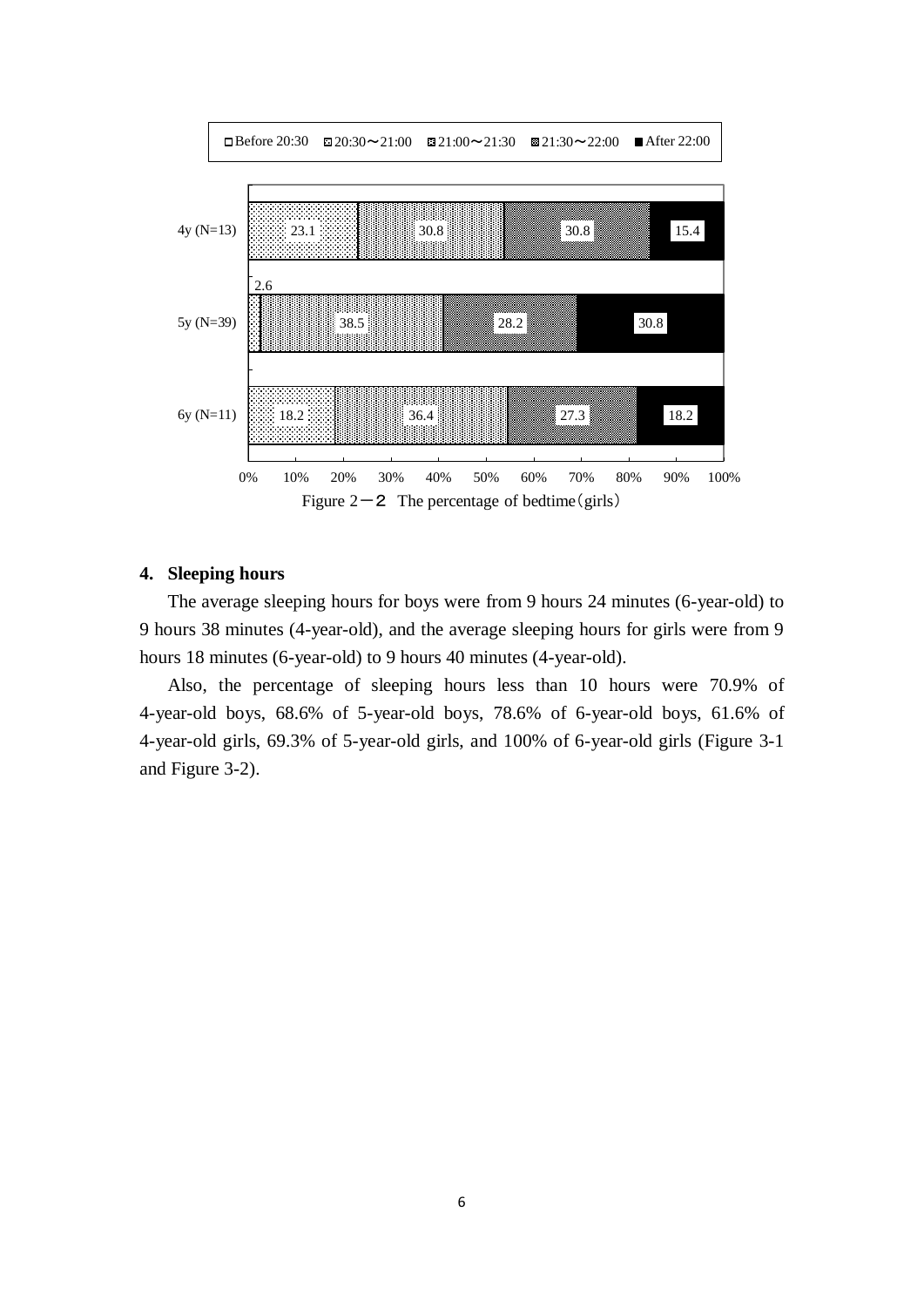| | Before 20:30 | 20:30～21:00 | 21:00～21:30 | 21:30～22:00 | After 22:00 |
|---|---|---|---|---|---|
| 4y (N=13) | 23.1 | 30.8 | 30.8 | 15.4 | |
| 5y (N=39) | 2.6 | 38.5 | 28.2 | 30.8 | |
| 6y (N=11) | 18.2 | 36.4 | 27.3 | 18.2 | |

Figure 2－2　The percentage of bedtime（girls）

## 4. Sleeping hours

The average sleeping hours for boys were from 9 hours 24 minutes (6-year-old) to 9 hours 38 minutes (4-year-old), and the average sleeping hours for girls were from 9 hours 18 minutes (6-year-old) to 9 hours 40 minutes (4-year-old).

Also, the percentage of sleeping hours less than 10 hours were 70.9% of 4-year-old boys, 68.6% of 5-year-old boys, 78.6% of 6-year-old boys, 61.6% of 4-year-old girls, 69.3% of 5-year-old girls, and 100% of 6-year-old girls (Figure 3-1 and Figure 3-2).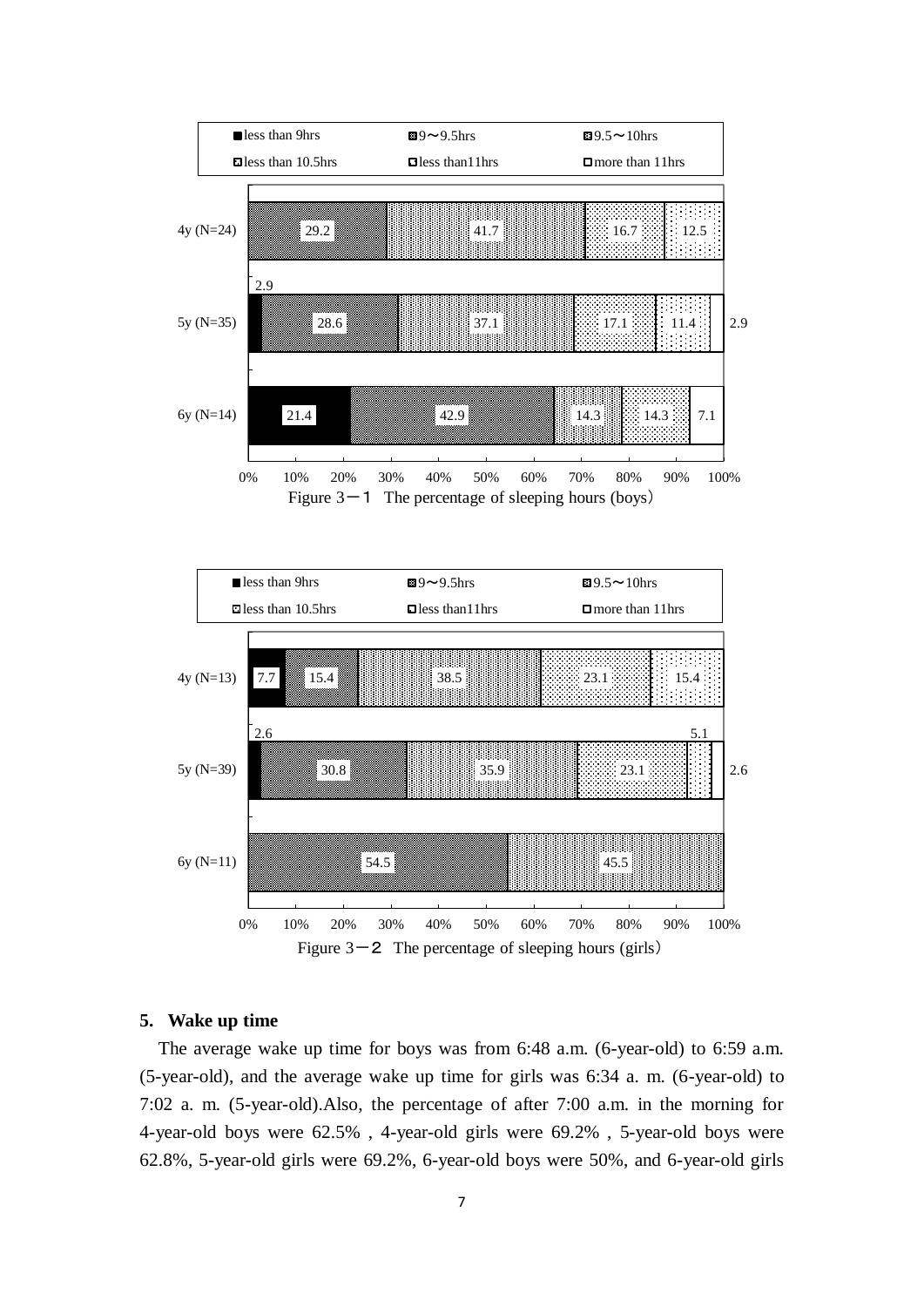| | less than 9hrs | 9～9.5hrs | 9.5～10hrs | less than 10.5hrs | less than11hrs | more than 11hrs |
|---|---|---|---|---|---|---|
| 4y (N=24) | | 29.2 | 41.7 | 16.7 | 12.5 | |
| 5y (N=35) | 2.9 | 28.6 | 37.1 | 17.1 | 11.4 | 2.9 |
| 6y (N=14) | 21.4 | 42.9 | 14.3 | 14.3 | 7.1 | |

Figure 3－１ The percentage of sleeping hours (boys)

| | less than 9hrs | 9～9.5hrs | 9.5～10hrs | less than 10.5hrs | less than11hrs | more than 11hrs |
|---|---|---|---|---|---|---|
| 4y (N=13) | 7.7 | 15.4 | 38.5 | 23.1 | 15.4 | |
| 5y (N=39) | 2.6 | 30.8 | 35.9 | 23.1 | 5.1 | 2.6 |
| 6y (N=11) | | 54.5 | 45.5 | | | |

Figure 3－２ The percentage of sleeping hours (girls)

## 5. Wake up time

The average wake up time for boys was from 6:48 a.m. (6-year-old) to 6:59 a.m. (5-year-old), and the average wake up time for girls was 6:34 a. m. (6-year-old) to 7:02 a. m. (5-year-old).Also, the percentage of after 7:00 a.m. in the morning for 4-year-old boys were 62.5% , 4-year-old girls were 69.2% , 5-year-old boys were 62.8%, 5-year-old girls were 69.2%, 6-year-old boys were 50%, and 6-year-old girls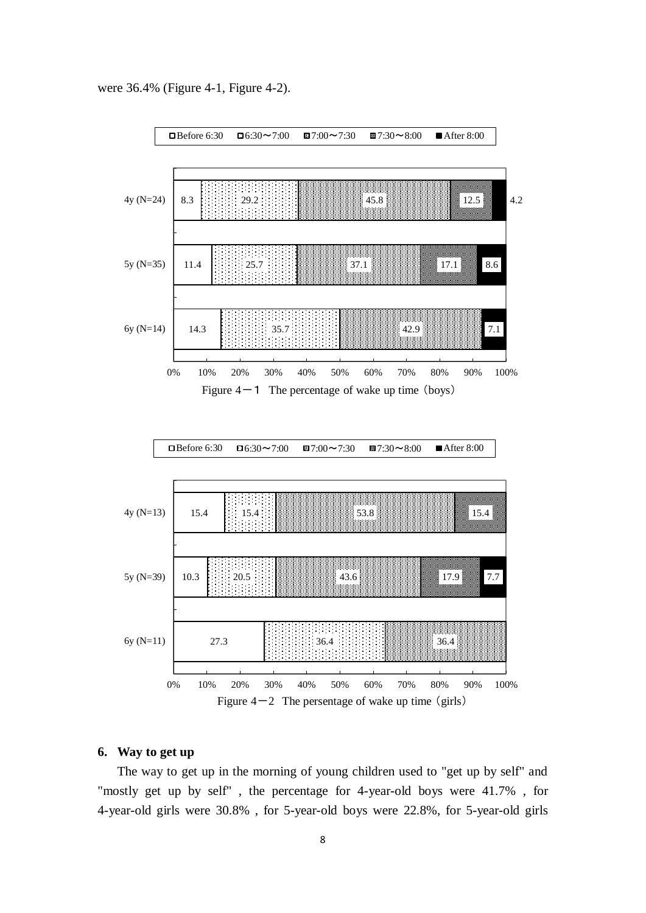were 36.4% (Figure 4-1, Figure 4-2).

| | Before 6:30 | 6:30～7:00 | 7:00～7:30 | 7:30～8:00 | After 8:00 |
|---|---|---|---|---|---|
| 4y (N=24) | 8.3 | 29.2 | 45.8 | 12.5 | 4.2 |
| 5y (N=35) | 11.4 | 25.7 | 37.1 | 17.1 | 8.6 |
| 6y (N=14) | 14.3 | 35.7 | 42.9 | | 7.1 |

Figure 4－1 The percentage of wake up time（boys）

| | Before 6:30 | 6:30～7:00 | 7:00～7:30 | 7:30～8:00 | After 8:00 |
|---|---|---|---|---|---|
| 4y (N=13) | 15.4 | 15.4 | 53.8 | 15.4 | |
| 5y (N=39) | 10.3 | 20.5 | 43.6 | 17.9 | 7.7 |
| 6y (N=11) | 27.3 | 36.4 | 36.4 | | |

Figure 4－2 The persentage of wake up time（girls）

### 6. Way to get up

The way to get up in the morning of young children used to "get up by self" and "mostly get up by self" , the percentage for 4-year-old boys were 41.7% , for 4-year-old girls were 30.8% , for 5-year-old boys were 22.8%, for 5-year-old girls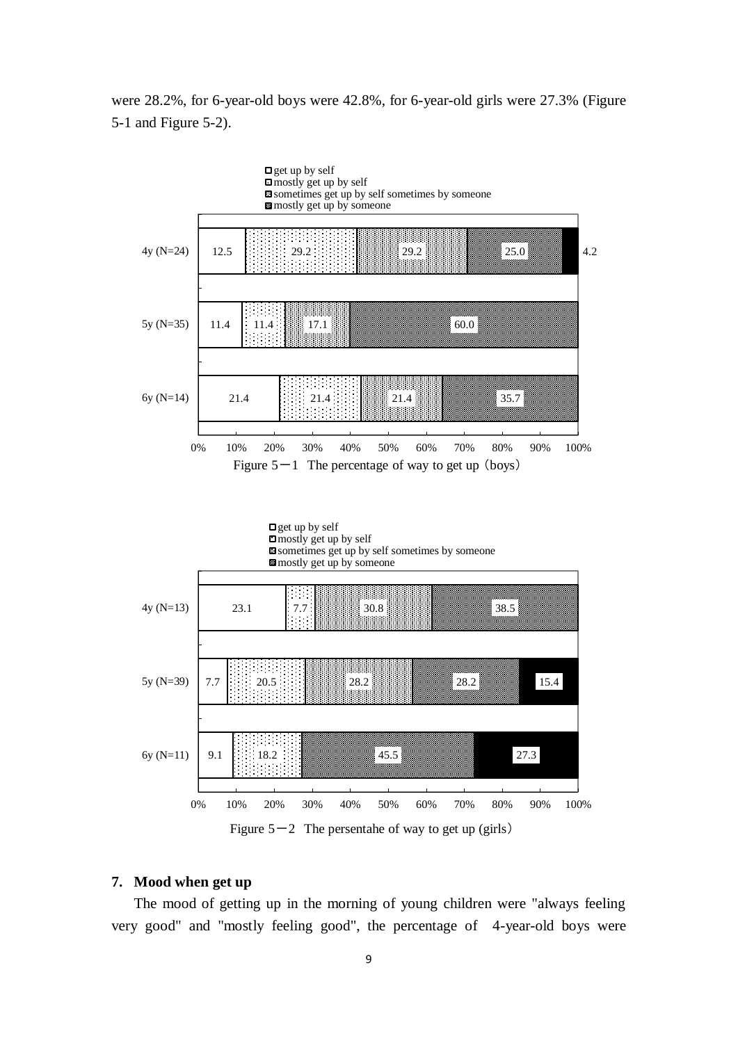were 28.2%, for 6-year-old boys were 42.8%, for 6-year-old girls were 27.3% (Figure 5-1 and Figure 5-2).

| | get up by self | mostly get up by self | sometimes get up by self sometimes by someone | mostly get up by someone | |
|---|---|---|---|---|---|
| 4y (N=24) | 12.5 | 29.2 | 29.2 | 25.0 | 4.2 |
| 5y (N=35) | 11.4 | 11.4 | 17.1 | 60.0 | |
| 6y (N=14) | 21.4 | 21.4 | 21.4 | 35.7 | |

Figure 5－1　The percentage of way to get up（boys）

| | get up by self | mostly get up by self | sometimes get up by self sometimes by someone | mostly get up by someone | |
|---|---|---|---|---|---|
| 4y (N=13) | 23.1 | 7.7 | 30.8 | 38.5 | |
| 5y (N=39) | 7.7 | 20.5 | 28.2 | 28.2 | 15.4 |
| 6y (N=11) | 9.1 | 18.2 | | 45.5 | 27.3 |

Figure 5－2　The persentahe of way to get up (girls）

### 7. Mood when get up

The mood of getting up in the morning of young children were "always feeling very good" and "mostly feeling good", the percentage of 4-year-old boys were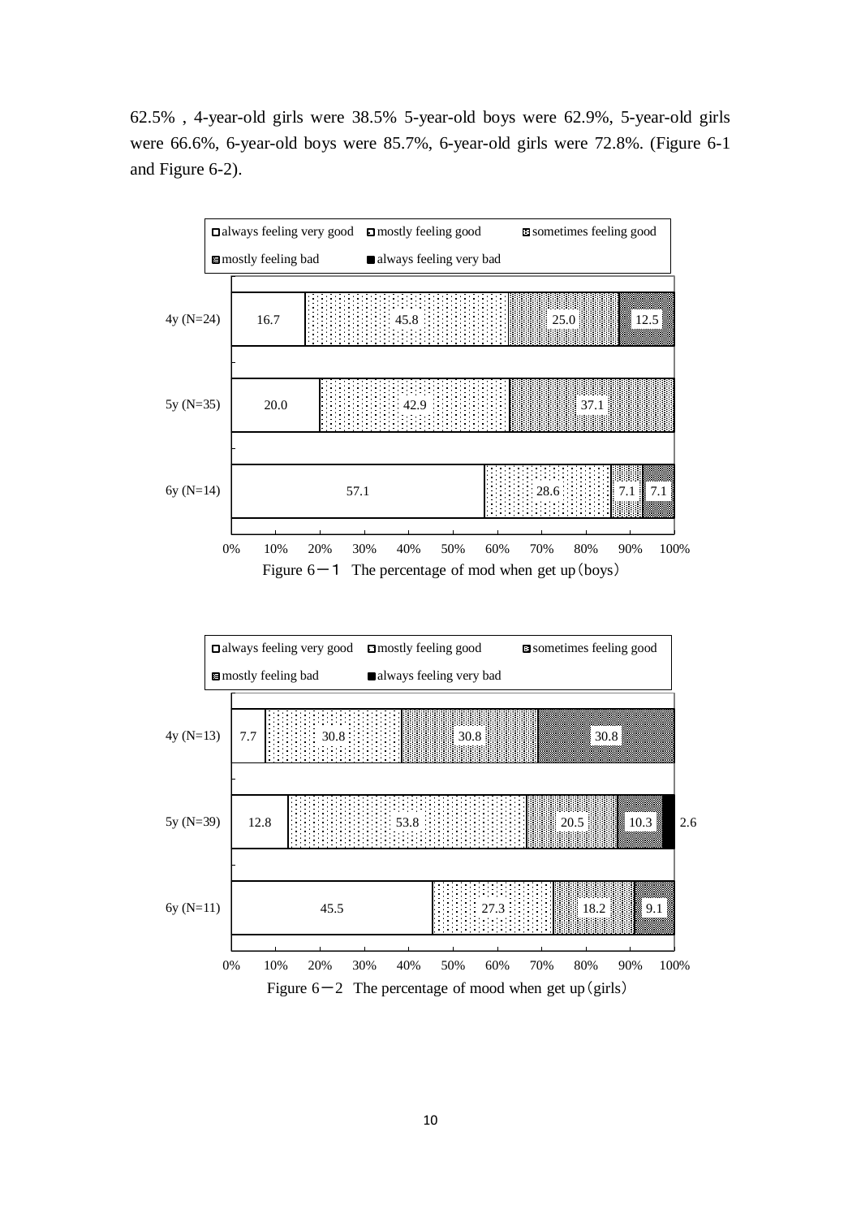62.5% , 4-year-old girls were 38.5% 5-year-old boys were 62.9%, 5-year-old girls were 66.6%, 6-year-old boys were 85.7%, 6-year-old girls were 72.8%. (Figure 6-1 and Figure 6-2).

| | always feeling very good | mostly feeling good | sometimes feeling good | mostly feeling bad | always feeling very bad |
|---|---|---|---|---|---|
| 4y (N=24) | 16.7 | 45.8 | 25.0 | 12.5 | |
| 5y (N=35) | 20.0 | 42.9 | 37.1 | | |
| 6y (N=14) | 57.1 | 28.6 | 7.1 | 7.1 | |

Figure 6－１ The percentage of mod when get up（boys）

| | always feeling very good | mostly feeling good | sometimes feeling good | mostly feeling bad | always feeling very bad |
|---|---|---|---|---|---|
| 4y (N=13) | 7.7 | 30.8 | 30.8 | 30.8 | |
| 5y (N=39) | 12.8 | 53.8 | 20.5 | 10.3 | 2.6 |
| 6y (N=11) | 45.5 | 27.3 | 18.2 | 9.1 | |

Figure 6－2 The percentage of mood when get up（girls）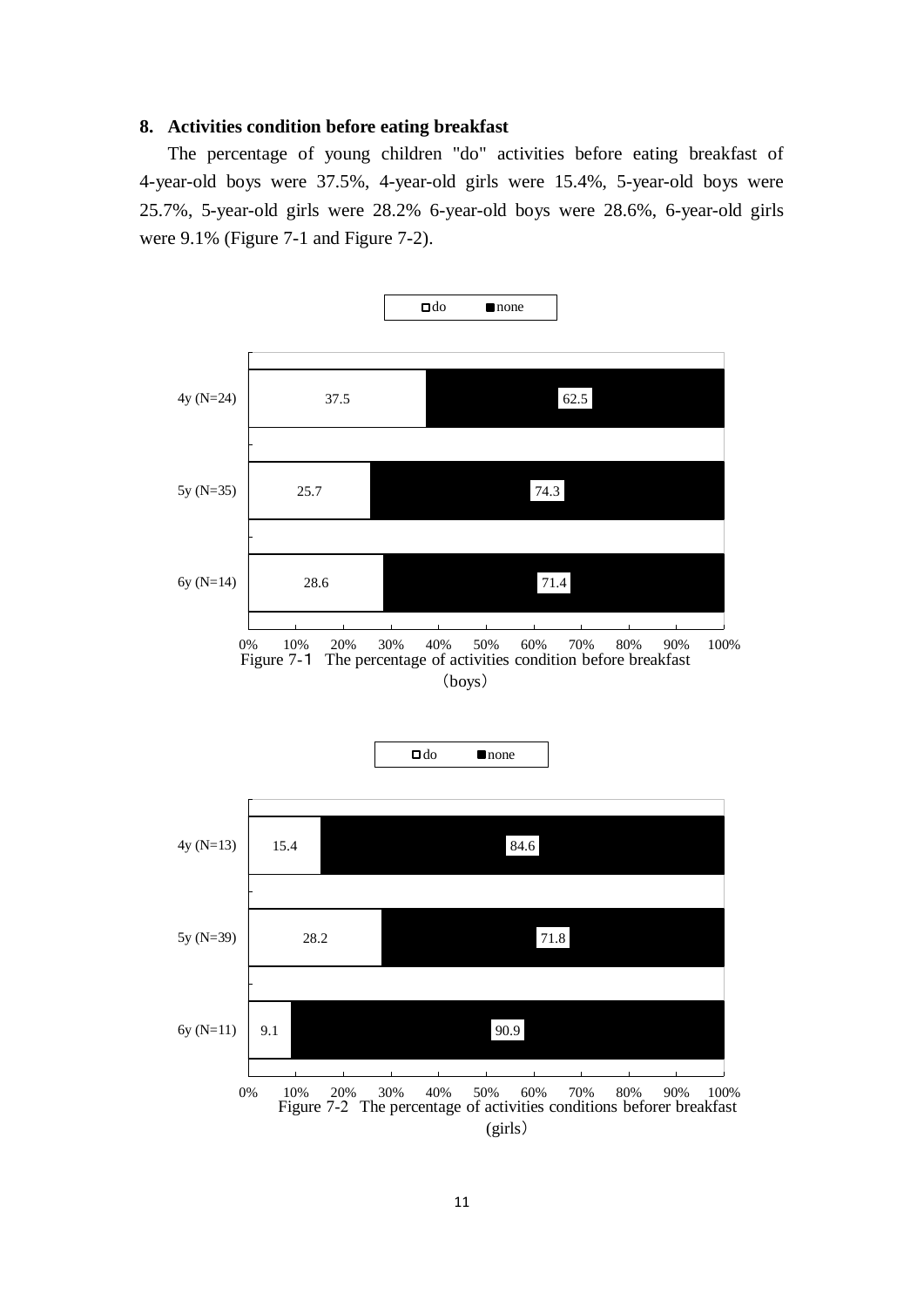**8. Activities condition before eating breakfast**

The percentage of young children "do" activities before eating breakfast of 4-year-old boys were 37.5%, 4-year-old girls were 15.4%, 5-year-old boys were 25.7%, 5-year-old girls were 28.2% 6-year-old boys were 28.6%, 6-year-old girls were 9.1% (Figure 7-1 and Figure 7-2).

| | do | none |
|---|---|---|
| 4y (N=24) | 37.5 | 62.5 |
| 5y (N=35) | 25.7 | 74.3 |
| 6y (N=14) | 28.6 | 71.4 |

Figure 7-1 The percentage of activities condition before breakfast (boys)

| | do | none |
|---|---|---|
| 4y (N=13) | 15.4 | 84.6 |
| 5y (N=39) | 28.2 | 71.8 |
| 6y (N=11) | 9.1 | 90.9 |

Figure 7-2 The percentage of activities conditions beforer breakfast (girls)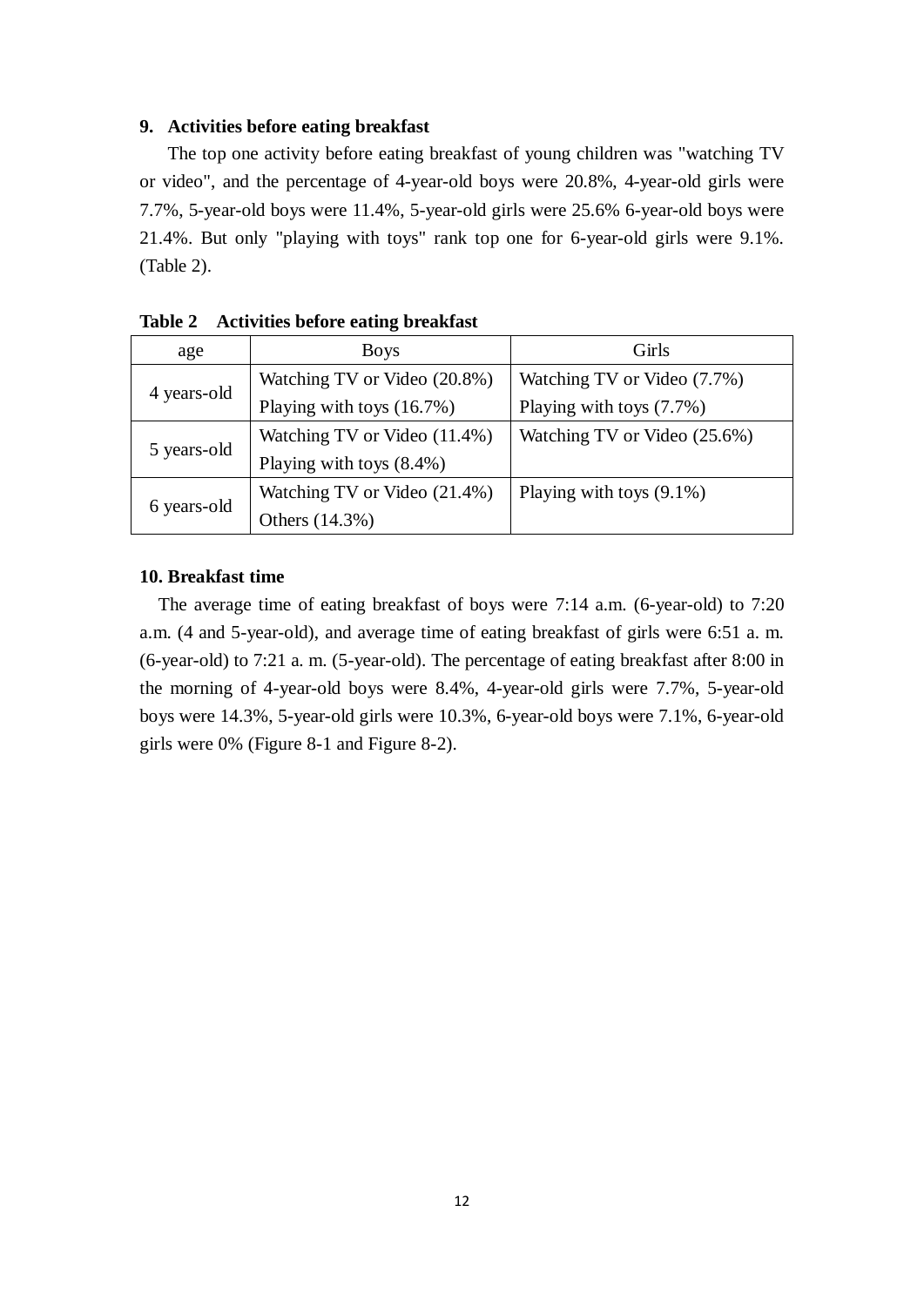### 9. Activities before eating breakfast

The top one activity before eating breakfast of young children was "watching TV or video", and the percentage of 4-year-old boys were 20.8%, 4-year-old girls were 7.7%, 5-year-old boys were 11.4%, 5-year-old girls were 25.6% 6-year-old boys were 21.4%. But only "playing with toys" rank top one for 6-year-old girls were 9.1%. (Table 2).

**Table 2 Activities before eating breakfast**

| age | Boys | Girls |
|---|---|---|
| 4 years-old | Watching TV or Video (20.8%)<br>Playing with toys (16.7%) | Watching TV or Video (7.7%)<br>Playing with toys (7.7%) |
| 5 years-old | Watching TV or Video (11.4%)<br>Playing with toys (8.4%) | Watching TV or Video (25.6%) |
| 6 years-old | Watching TV or Video (21.4%)<br>Others (14.3%) | Playing with toys (9.1%) |

### 10. Breakfast time

The average time of eating breakfast of boys were 7:14 a.m. (6-year-old) to 7:20 a.m. (4 and 5-year-old), and average time of eating breakfast of girls were 6:51 a. m. (6-year-old) to 7:21 a. m. (5-year-old). The percentage of eating breakfast after 8:00 in the morning of 4-year-old boys were 8.4%, 4-year-old girls were 7.7%, 5-year-old boys were 14.3%, 5-year-old girls were 10.3%, 6-year-old boys were 7.1%, 6-year-old girls were 0% (Figure 8-1 and Figure 8-2).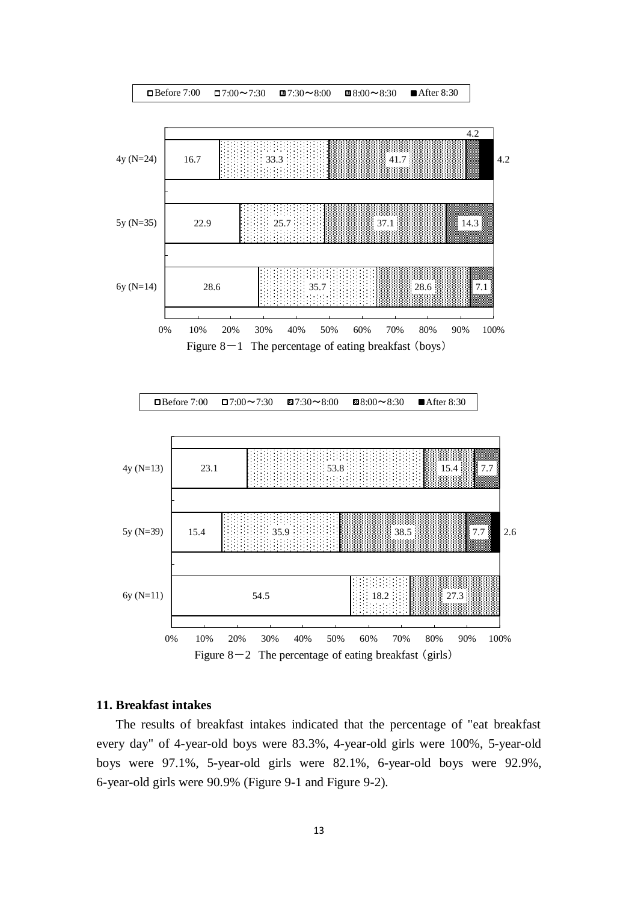| | Before 7:00 | 7:00～7:30 | 7:30～8:00 | 8:00～8:30 | After 8:30 |
|---|---|---|---|---|---|
| 4y (N=24) | 16.7 | 33.3 | 41.7 | 4.2 | 4.2 |
| 5y (N=35) | 22.9 | 25.7 | 37.1 | 14.3 | |
| 6y (N=14) | 28.6 | 35.7 | 28.6 | 7.1 | |

Figure 8－1 The percentage of eating breakfast（boys）

| | Before 7:00 | 7:00～7:30 | 7:30～8:00 | 8:00～8:30 | After 8:30 |
|---|---|---|---|---|---|
| 4y (N=13) | 23.1 | 53.8 | 15.4 | 7.7 | |
| 5y (N=39) | 15.4 | 35.9 | 38.5 | 7.7 | 2.6 |
| 6y (N=11) | 54.5 | 18.2 | 27.3 | | |

Figure 8－2 The percentage of eating breakfast（girls）

**11. Breakfast intakes**

The results of breakfast intakes indicated that the percentage of "eat breakfast every day" of 4-year-old boys were 83.3%, 4-year-old girls were 100%, 5-year-old boys were 97.1%, 5-year-old girls were 82.1%, 6-year-old boys were 92.9%, 6-year-old girls were 90.9% (Figure 9-1 and Figure 9-2).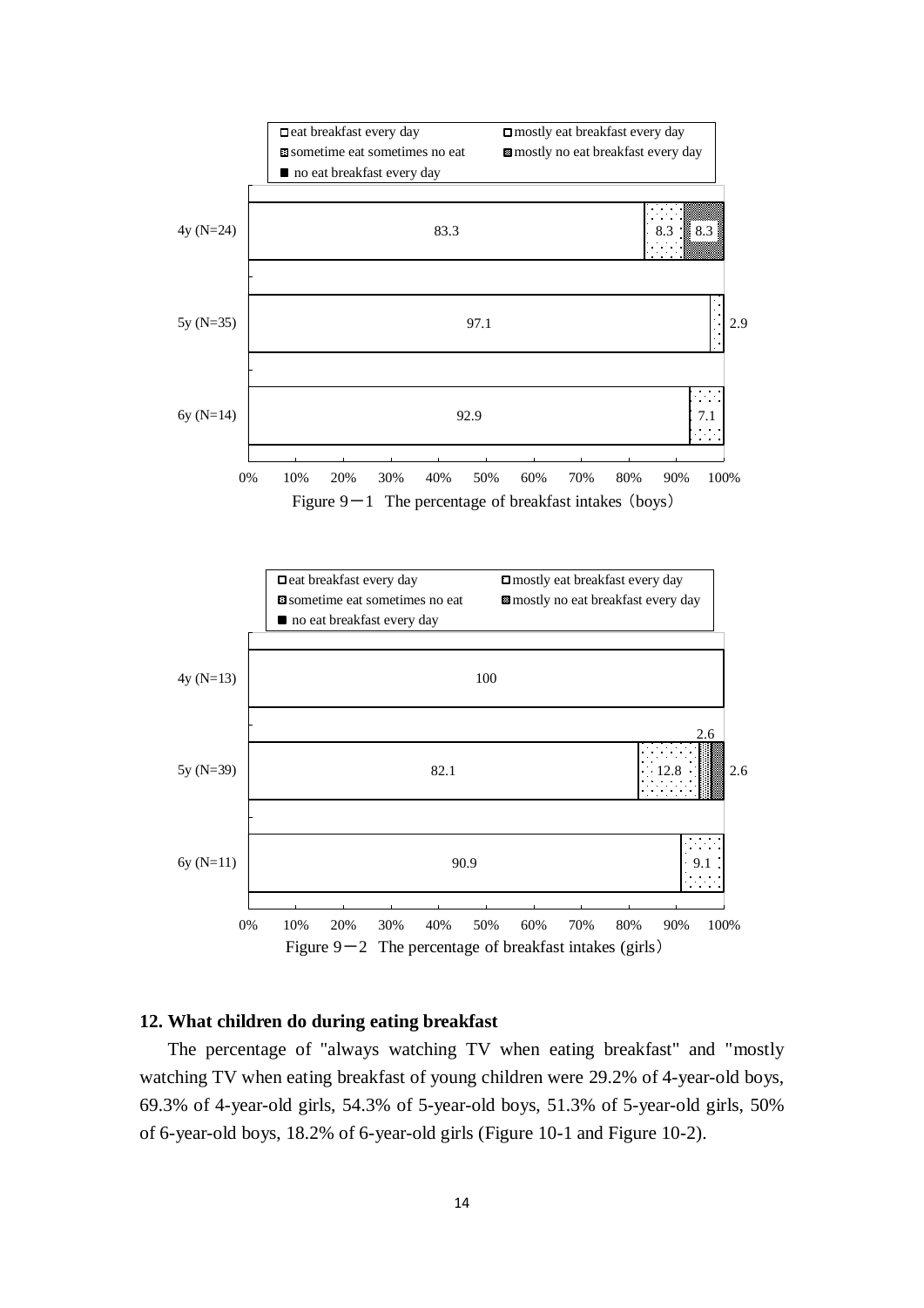Figure 9－1 The percentage of breakfast intakes（boys）

| | eat breakfast every day | mostly eat breakfast every day | sometime eat sometimes no eat | mostly no eat breakfast every day | no eat breakfast every day |
|---|---|---|---|---|---|
| 4y (N=24) | 83.3 | 8.3 | | 8.3 | |
| 5y (N=35) | 97.1 | 2.9 | | | |
| 6y (N=14) | 92.9 | 7.1 | | | |

Figure 9－2 The percentage of breakfast intakes (girls）

| | eat breakfast every day | mostly eat breakfast every day | sometime eat sometimes no eat | mostly no eat breakfast every day | no eat breakfast every day |
|---|---|---|---|---|---|
| 4y (N=13) | 100 | | | | |
| 5y (N=39) | 82.1 | 12.8 | 2.6 | 2.6 | |
| 6y (N=11) | 90.9 | 9.1 | | | |

## 12. What children do during eating breakfast

The percentage of "always watching TV when eating breakfast" and "mostly watching TV when eating breakfast of young children were 29.2% of 4-year-old boys, 69.3% of 4-year-old girls, 54.3% of 5-year-old boys, 51.3% of 5-year-old girls, 50% of 6-year-old boys, 18.2% of 6-year-old girls (Figure 10-1 and Figure 10-2).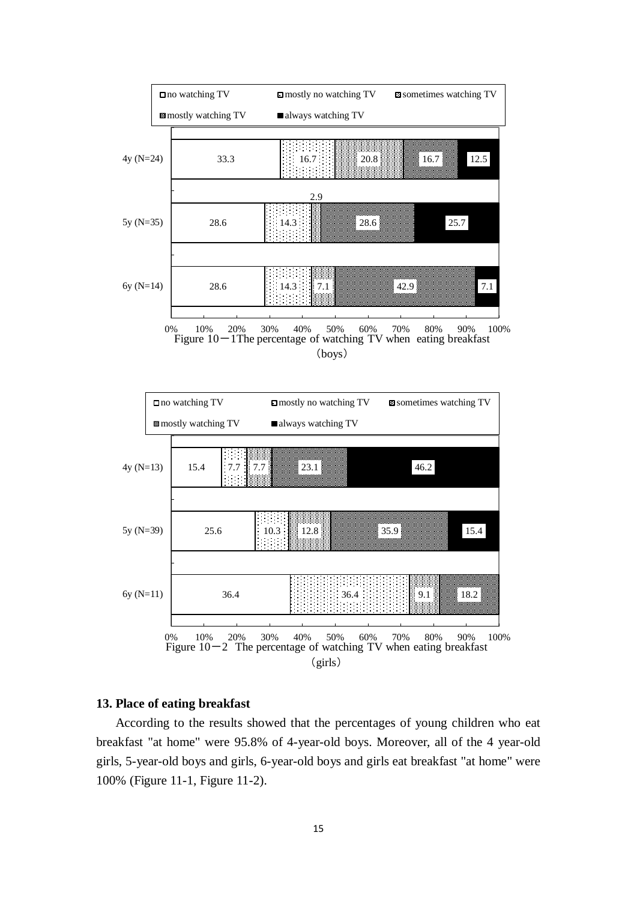| | no watching TV | mostly no watching TV | sometimes watching TV | mostly watching TV | always watching TV |
|---|---|---|---|---|---|
| 4y (N=24) | 33.3 | 16.7 | 20.8 | 16.7 | 12.5 |
| 5y (N=35) | 28.6 | 14.3 | 2.9 | 28.6 | 25.7 |
| 6y (N=14) | 28.6 | 14.3 | 7.1 | 42.9 | 7.1 |

Figure 10－1The percentage of watching TV when eating breakfast （boys）

| | no watching TV | mostly no watching TV | sometimes watching TV | mostly watching TV | always watching TV |
|---|---|---|---|---|---|
| 4y (N=13) | 15.4 | 7.7 | 7.7 | 23.1 | 46.2 |
| 5y (N=39) | 25.6 | 10.3 | 12.8 | 35.9 | 15.4 |
| 6y (N=11) | 36.4 | 36.4 | 9.1 | 18.2 | |

Figure 10－2 The percentage of watching TV when eating breakfast （girls）

**13. Place of eating breakfast**

According to the results showed that the percentages of young children who eat breakfast "at home" were 95.8% of 4-year-old boys. Moreover, all of the 4 year-old girls, 5-year-old boys and girls, 6-year-old boys and girls eat breakfast "at home" were 100% (Figure 11-1, Figure 11-2).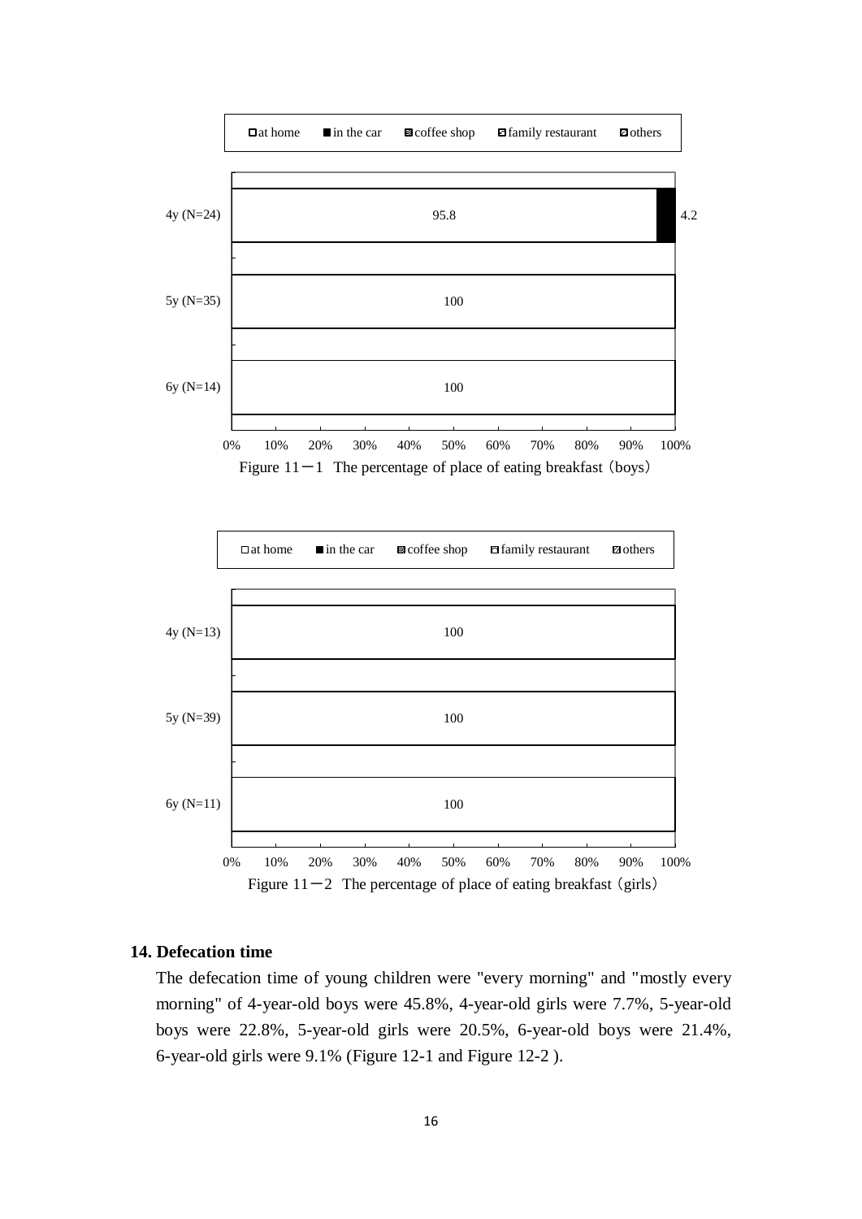| | at home | in the car | coffee shop | family restaurant | others |
|---|---|---|---|---|---|
| 4y (N=24) | 95.8 | 4.2 | | | |
| 5y (N=35) | 100 | | | | |
| 6y (N=14) | 100 | | | | |

Figure 11－1 The percentage of place of eating breakfast (boys)

| | at home | in the car | coffee shop | family restaurant | others |
|---|---|---|---|---|---|
| 4y (N=13) | 100 | | | | |
| 5y (N=39) | 100 | | | | |
| 6y (N=11) | 100 | | | | |

Figure 11－2 The percentage of place of eating breakfast (girls)

### 14. Defecation time

The defecation time of young children were "every morning" and "mostly every morning" of 4-year-old boys were 45.8%, 4-year-old girls were 7.7%, 5-year-old boys were 22.8%, 5-year-old girls were 20.5%, 6-year-old boys were 21.4%, 6-year-old girls were 9.1% (Figure 12-1 and Figure 12-2 ).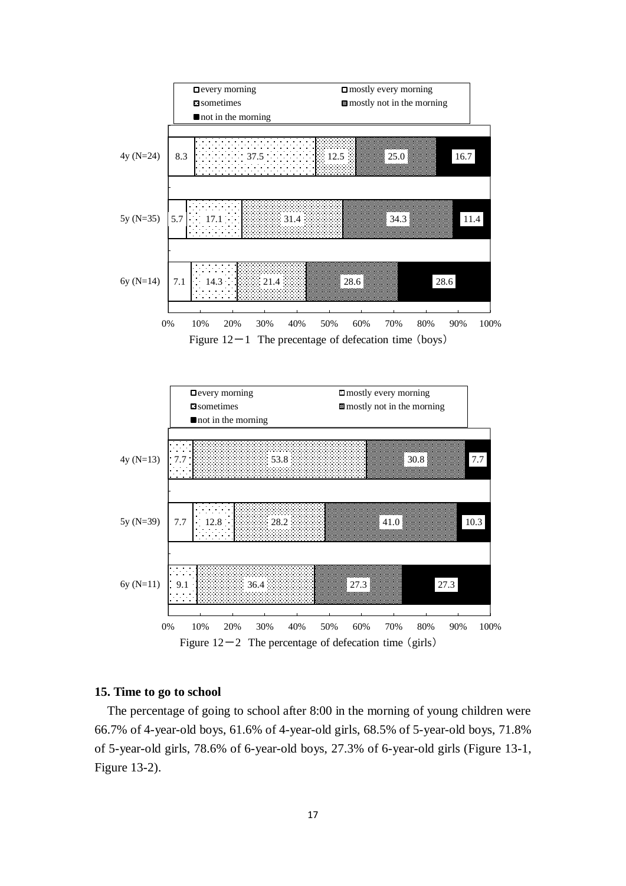| | every morning | mostly every morning | sometimes | mostly not in the morning | not in the morning |
|---|---|---|---|---|---|
| 4y (N=24) | 8.3 | 37.5 | 12.5 | 25.0 | 16.7 |
| 5y (N=35) | 5.7 | 17.1 | 31.4 | 34.3 | 11.4 |
| 6y (N=14) | 7.1 | 14.3 | 21.4 | 28.6 | 28.6 |

Figure 12－1 The precentage of defecation time (boys)

| | every morning | mostly every morning | sometimes | mostly not in the morning | not in the morning |
|---|---|---|---|---|---|
| 4y (N=13) | | 7.7 | 53.8 | 30.8 | 7.7 |
| 5y (N=39) | 7.7 | 12.8 | 28.2 | 41.0 | 10.3 |
| 6y (N=11) | | 9.1 | 36.4 | 27.3 | 27.3 |

Figure 12－2 The percentage of defecation time (girls)

**15. Time to go to school**

The percentage of going to school after 8:00 in the morning of young children were 66.7% of 4-year-old boys, 61.6% of 4-year-old girls, 68.5% of 5-year-old boys, 71.8% of 5-year-old girls, 78.6% of 6-year-old boys, 27.3% of 6-year-old girls (Figure 13-1, Figure 13-2).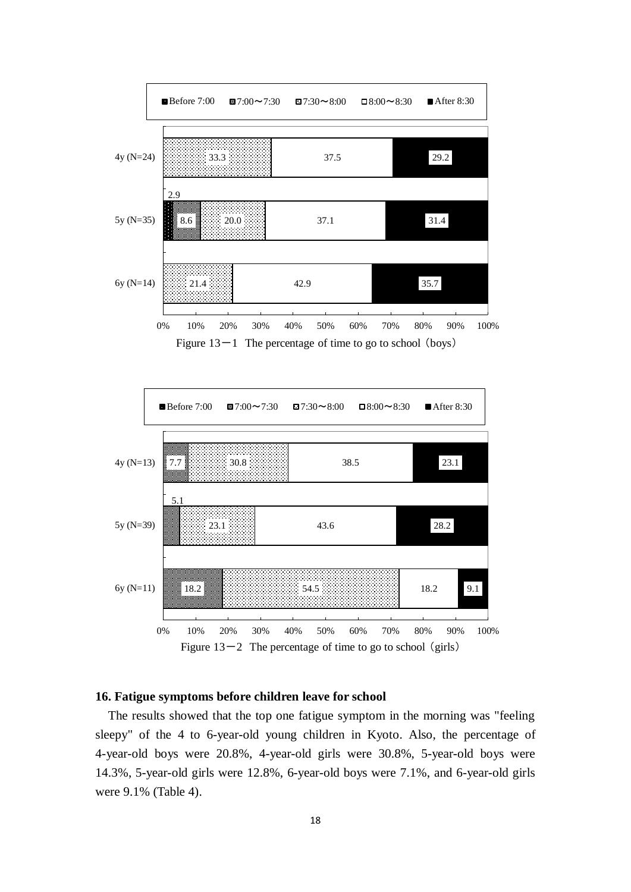| | Before 7:00 | 7:00〜7:30 | 7:30〜8:00 | 8:00〜8:30 | After 8:30 |
|---|---|---|---|---|---|
| 4y (N=24) | | | 33.3 | 37.5 | 29.2 |
| 5y (N=35) | 2.9 | 8.6 | 20.0 | 37.1 | 31.4 |
| 6y (N=14) | | | 21.4 | 42.9 | 35.7 |

Figure 13－1 The percentage of time to go to school（boys）

| | Before 7:00 | 7:00〜7:30 | 7:30〜8:00 | 8:00〜8:30 | After 8:30 |
|---|---|---|---|---|---|
| 4y (N=13) | | 7.7 | 30.8 | 38.5 | 23.1 |
| 5y (N=39) | | 5.1 | 23.1 | 43.6 | 28.2 |
| 6y (N=11) | | 18.2 | 54.5 | 18.2 | 9.1 |

Figure 13－2 The percentage of time to go to school（girls）

## 16. Fatigue symptoms before children leave for school

The results showed that the top one fatigue symptom in the morning was "feeling sleepy" of the 4 to 6-year-old young children in Kyoto. Also, the percentage of 4-year-old boys were 20.8%, 4-year-old girls were 30.8%, 5-year-old boys were 14.3%, 5-year-old girls were 12.8%, 6-year-old boys were 7.1%, and 6-year-old girls were 9.1% (Table 4).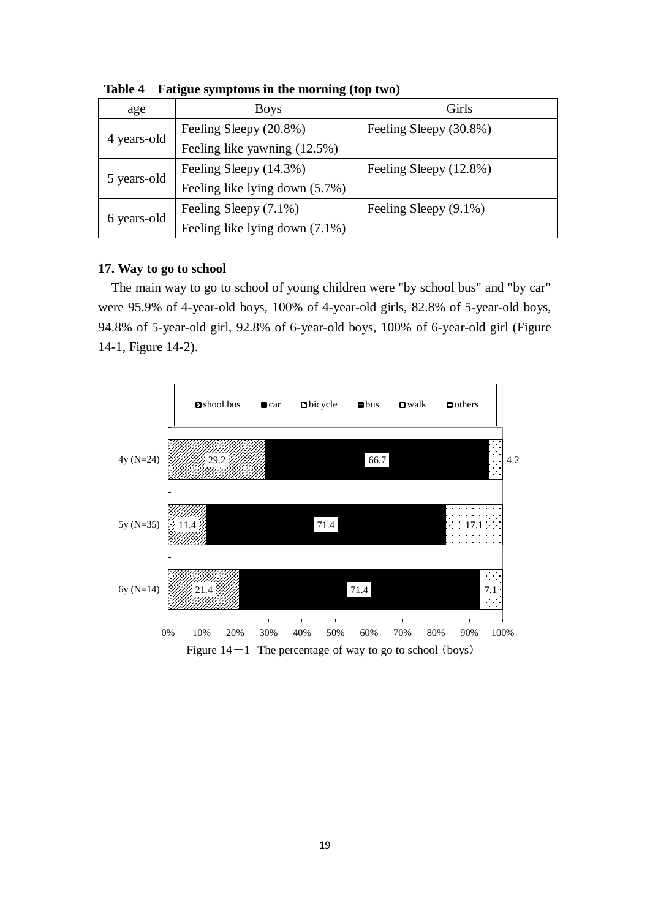**Table 4 Fatigue symptoms in the morning (top two)**

| age | Boys | Girls |
|---|---|---|
| 4 years-old | Feeling Sleepy (20.8%)<br>Feeling like yawning (12.5%) | Feeling Sleepy (30.8%) |
| 5 years-old | Feeling Sleepy (14.3%)<br>Feeling like lying down (5.7%) | Feeling Sleepy (12.8%) |
| 6 years-old | Feeling Sleepy (7.1%)<br>Feeling like lying down (7.1%) | Feeling Sleepy (9.1%) |

**17. Way to go to school**

The main way to go to school of young children were "by school bus" and "by car" were 95.9% of 4-year-old boys, 100% of 4-year-old girls, 82.8% of 5-year-old boys, 94.8% of 5-year-old girl, 92.8% of 6-year-old boys, 100% of 6-year-old girl (Figure 14-1, Figure 14-2).

| | shool bus | car | bicycle | bus | walk | others |
|---|---|---|---|---|---|---|
| 4y (N=24) | 29.2 | 66.7 | | | | 4.2 |
| 5y (N=35) | 11.4 | 71.4 | | | | 17.1 |
| 6y (N=14) | 21.4 | 71.4 | | | | 7.1 |

Figure 14－1 The percentage of way to go to school (boys)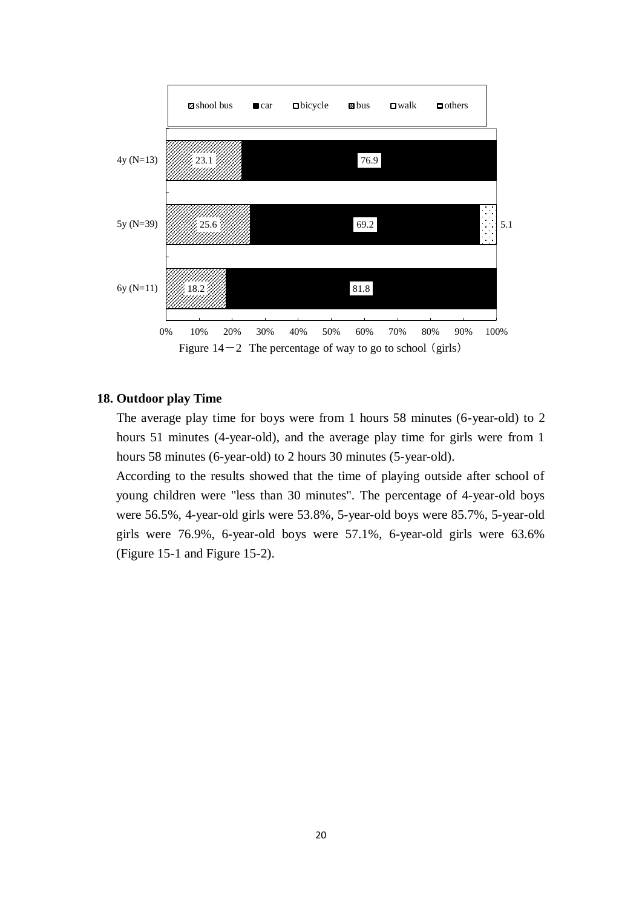| | shool bus | car | bicycle | bus | walk | others |
|---|---|---|---|---|---|---|
| 4y (N=13) | 23.1 | 76.9 | | | | |
| 5y (N=39) | 25.6 | 69.2 | | | | 5.1 |
| 6y (N=11) | 18.2 | 81.8 | | | | |

Figure 14－2　The percentage of way to go to school（girls）

## 18. Outdoor play Time

The average play time for boys were from 1 hours 58 minutes (6-year-old) to 2 hours 51 minutes (4-year-old), and the average play time for girls were from 1 hours 58 minutes (6-year-old) to 2 hours 30 minutes (5-year-old).

According to the results showed that the time of playing outside after school of young children were "less than 30 minutes". The percentage of 4-year-old boys were 56.5%, 4-year-old girls were 53.8%, 5-year-old boys were 85.7%, 5-year-old girls were 76.9%, 6-year-old boys were 57.1%, 6-year-old girls were 63.6% (Figure 15-1 and Figure 15-2).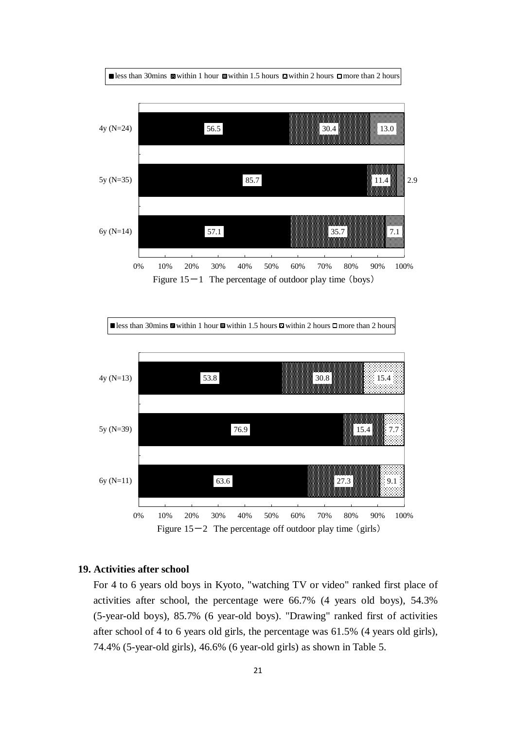■ less than 30mins ■ within 1 hour ■ within 1.5 hours ■ within 2 hours □ more than 2 hours

| | less than 30mins | within 1 hour | within 1.5 hours |
|---|---|---|---|
| 4y (N=24) | 56.5 | 30.4 | 13.0 |
| 5y (N=35) | 85.7 | 11.4 | 2.9 |
| 6y (N=14) | 57.1 | 35.7 | 7.1 |

Figure 15－1 The percentage of outdoor play time（boys）

■ less than 30mins ■ within 1 hour ■ within 1.5 hours ■ within 2 hours □ more than 2 hours

| | less than 30mins | within 1 hour | more than 2 hours |
|---|---|---|---|
| 4y (N=13) | 53.8 | 30.8 | 15.4 |
| 5y (N=39) | 76.9 | 15.4 | 7.7 |
| 6y (N=11) | 63.6 | 27.3 | 9.1 |

Figure 15－2 The percentage off outdoor play time（girls）

### 19. Activities after school

For 4 to 6 years old boys in Kyoto, "watching TV or video" ranked first place of activities after school, the percentage were 66.7% (4 years old boys), 54.3% (5-year-old boys), 85.7% (6 year-old boys). "Drawing" ranked first of activities after school of 4 to 6 years old girls, the percentage was 61.5% (4 years old girls), 74.4% (5-year-old girls), 46.6% (6 year-old girls) as shown in Table 5.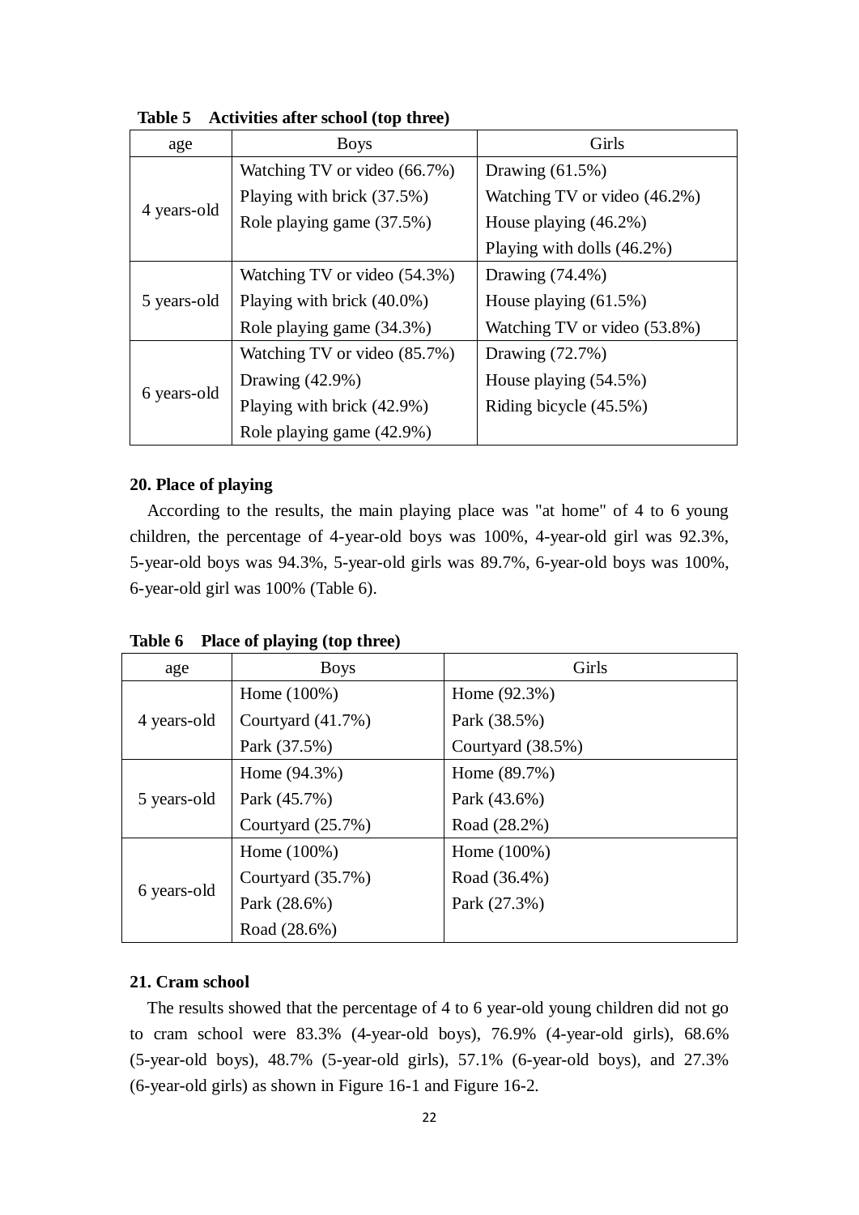**Table 5 Activities after school (top three)**

| age | Boys | Girls |
|---|---|---|
| 4 years-old | Watching TV or video (66.7%)<br>Playing with brick (37.5%)<br>Role playing game (37.5%) | Drawing (61.5%)<br>Watching TV or video (46.2%)<br>House playing (46.2%)<br>Playing with dolls (46.2%) |
| 5 years-old | Watching TV or video (54.3%)<br>Playing with brick (40.0%)<br>Role playing game (34.3%) | Drawing (74.4%)<br>House playing (61.5%)<br>Watching TV or video (53.8%) |
| 6 years-old | Watching TV or video (85.7%)<br>Drawing (42.9%)<br>Playing with brick (42.9%)<br>Role playing game (42.9%) | Drawing (72.7%)<br>House playing (54.5%)<br>Riding bicycle (45.5%) |

**20. Place of playing**

According to the results, the main playing place was "at home" of 4 to 6 young children, the percentage of 4-year-old boys was 100%, 4-year-old girl was 92.3%, 5-year-old boys was 94.3%, 5-year-old girls was 89.7%, 6-year-old boys was 100%, 6-year-old girl was 100% (Table 6).

**Table 6 Place of playing (top three)**

| age | Boys | Girls |
|---|---|---|
| 4 years-old | Home (100%)<br>Courtyard (41.7%)<br>Park (37.5%) | Home (92.3%)<br>Park (38.5%)<br>Courtyard (38.5%) |
| 5 years-old | Home (94.3%)<br>Park (45.7%)<br>Courtyard (25.7%) | Home (89.7%)<br>Park (43.6%)<br>Road (28.2%) |
| 6 years-old | Home (100%)<br>Courtyard (35.7%)<br>Park (28.6%)<br>Road (28.6%) | Home (100%)<br>Road (36.4%)<br>Park (27.3%) |

**21. Cram school**

The results showed that the percentage of 4 to 6 year-old young children did not go to cram school were 83.3% (4-year-old boys), 76.9% (4-year-old girls), 68.6% (5-year-old boys), 48.7% (5-year-old girls), 57.1% (6-year-old boys), and 27.3% (6-year-old girls) as shown in Figure 16-1 and Figure 16-2.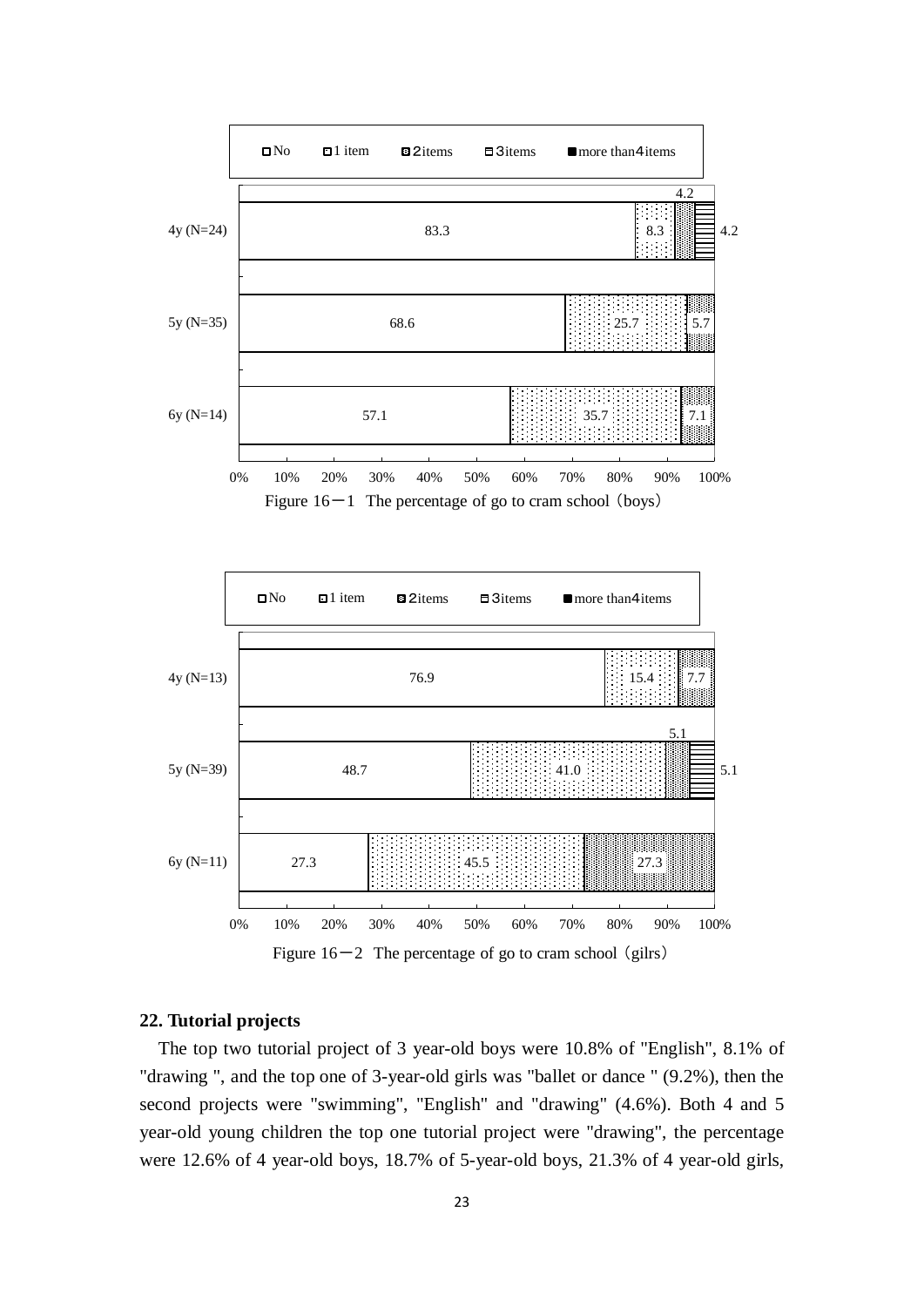| | No | 1 item | 2items | 3items | more than4items |
|---|---|---|---|---|---|
| 4y (N=24) | 83.3 | 8.3 | 4.2 | 4.2 | |
| 5y (N=35) | 68.6 | 25.7 | 5.7 | | |
| 6y (N=14) | 57.1 | 35.7 | 7.1 | | |

Figure 16－1 The percentage of go to cram school（boys）

| | No | 1 item | 2items | 3items | more than4items |
|---|---|---|---|---|---|
| 4y (N=13) | 76.9 | 15.4 | 7.7 | | |
| 5y (N=39) | 48.7 | 41.0 | 5.1 | 5.1 | |
| 6y (N=11) | 27.3 | 45.5 | 27.3 | | |

Figure 16－2 The percentage of go to cram school（gilrs）

### 22. Tutorial projects

The top two tutorial project of 3 year-old boys were 10.8% of "English", 8.1% of "drawing ", and the top one of 3-year-old girls was "ballet or dance " (9.2%), then the second projects were "swimming", "English" and "drawing" (4.6%). Both 4 and 5 year-old young children the top one tutorial project were "drawing", the percentage were 12.6% of 4 year-old boys, 18.7% of 5-year-old boys, 21.3% of 4 year-old girls,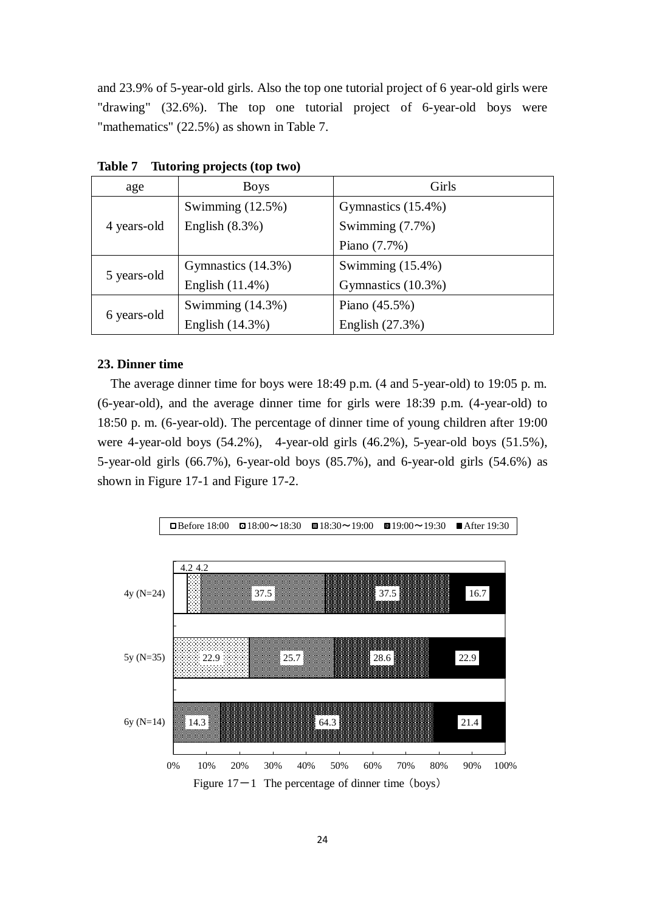and 23.9% of 5-year-old girls. Also the top one tutorial project of 6 year-old girls were "drawing" (32.6%). The top one tutorial project of 6-year-old boys were "mathematics" (22.5%) as shown in Table 7.

**Table 7 Tutoring projects (top two)**

| age | Boys | Girls |
|---|---|---|
| 4 years-old | Swimming (12.5%)<br>English (8.3%) | Gymnastics (15.4%)<br>Swimming (7.7%)<br>Piano (7.7%) |
| 5 years-old | Gymnastics (14.3%)<br>English (11.4%) | Swimming (15.4%)<br>Gymnastics (10.3%) |
| 6 years-old | Swimming (14.3%)<br>English (14.3%) | Piano (45.5%)<br>English (27.3%) |

### 23. Dinner time

The average dinner time for boys were 18:49 p.m. (4 and 5-year-old) to 19:05 p. m. (6-year-old), and the average dinner time for girls were 18:39 p.m. (4-year-old) to 18:50 p. m. (6-year-old). The percentage of dinner time of young children after 19:00 were 4-year-old boys (54.2%), 4-year-old girls (46.2%), 5-year-old boys (51.5%), 5-year-old girls (66.7%), 6-year-old boys (85.7%), and 6-year-old girls (54.6%) as shown in Figure 17-1 and Figure 17-2.

| | Before 18:00 | 18:00〜18:30 | 18:30〜19:00 | 19:00〜19:30 | After 19:30 |
|---|---|---|---|---|---|
| 4y (N=24) | 4.2 | 4.2 | 37.5 | 37.5 | 16.7 |
| 5y (N=35) | | 22.9 | 25.7 | 28.6 | 22.9 |
| 6y (N=14) | | | 14.3 | 64.3 | 21.4 |

Figure 17－1 The percentage of dinner time（boys）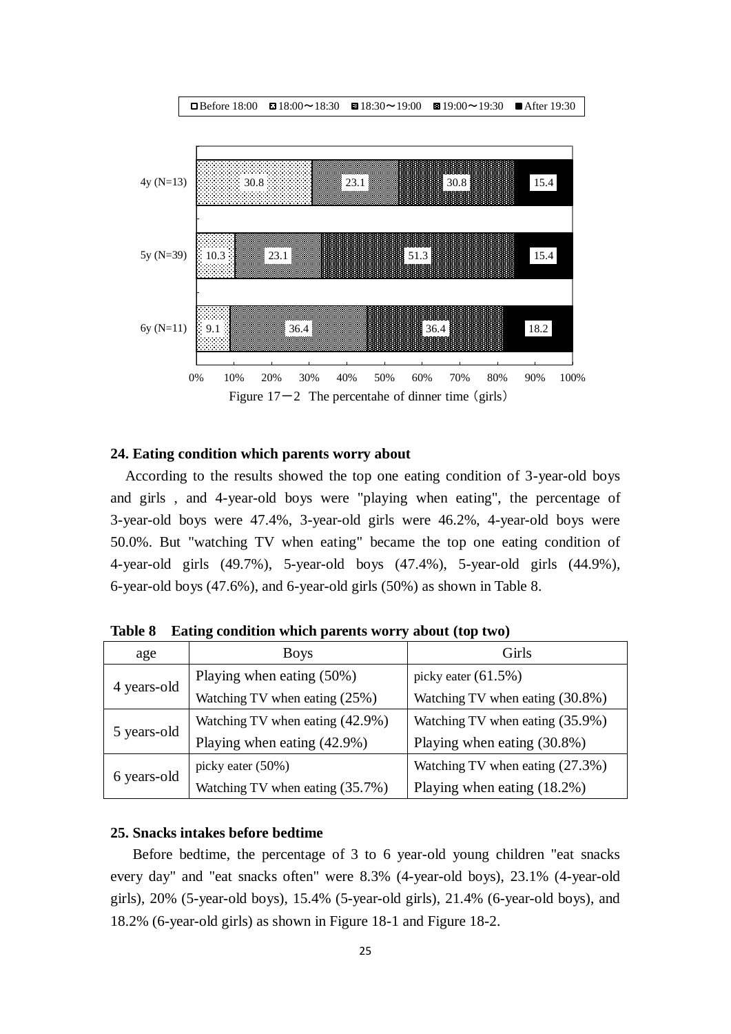Figure 17－2　The percentahe of dinner time（girls）

**24. Eating condition which parents worry about**

According to the results showed the top one eating condition of 3-year-old boys and girls , and 4-year-old boys were "playing when eating", the percentage of 3-year-old boys were 47.4%, 3-year-old girls were 46.2%, 4-year-old boys were 50.0%. But "watching TV when eating" became the top one eating condition of 4-year-old girls (49.7%), 5-year-old boys (47.4%), 5-year-old girls (44.9%), 6-year-old boys (47.6%), and 6-year-old girls (50%) as shown in Table 8.

**Table 8　Eating condition which parents worry about (top two)**

| age | Boys | Girls |
|---|---|---|
| 4 years-old | Playing when eating (50%) | picky eater (61.5%) |
| | Watching TV when eating (25%) | Watching TV when eating (30.8%) |
| 5 years-old | Watching TV when eating (42.9%) | Watching TV when eating (35.9%) |
| | Playing when eating (42.9%) | Playing when eating (30.8%) |
| 6 years-old | picky eater (50%) | Watching TV when eating (27.3%) |
| | Watching TV when eating (35.7%) | Playing when eating (18.2%) |

**25. Snacks intakes before bedtime**

Before bedtime, the percentage of 3 to 6 year-old young children "eat snacks every day" and "eat snacks often" were 8.3% (4-year-old boys), 23.1% (4-year-old girls), 20% (5-year-old boys), 15.4% (5-year-old girls), 21.4% (6-year-old boys), and 18.2% (6-year-old girls) as shown in Figure 18-1 and Figure 18-2.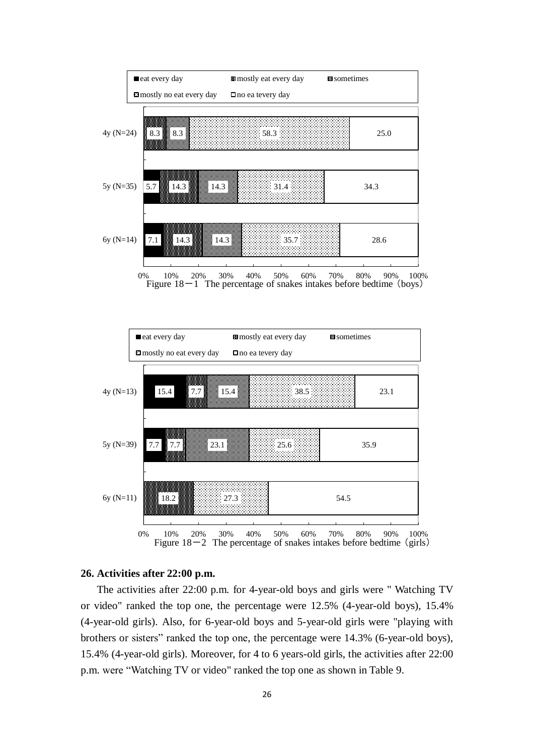| | eat every day | mostly eat every day | sometimes | mostly no eat every day | no ea tevery day |
|---|---|---|---|---|---|
| 4y (N=24) | | 8.3 | 8.3 | 58.3 | 25.0 |
| 5y (N=35) | 5.7 | 14.3 | 14.3 | 31.4 | 34.3 |
| 6y (N=14) | 7.1 | 14.3 | 14.3 | 35.7 | 28.6 |

Figure 18－1 The percentage of snakes intakes before bedtime（boys）

| | eat every day | mostly eat every day | sometimes | mostly no eat every day | no ea tevery day |
|---|---|---|---|---|---|
| 4y (N=13) | 15.4 | 7.7 | 15.4 | 38.5 | 23.1 |
| 5y (N=39) | 7.7 | 7.7 | 23.1 | 25.6 | 35.9 |
| 6y (N=11) | | 18.2 | | 27.3 | 54.5 |

Figure 18－2 The percentage of snakes intakes before bedtime（girls）

**26. Activities after 22:00 p.m.**

The activities after 22:00 p.m. for 4-year-old boys and girls were " Watching TV or video" ranked the top one, the percentage were 12.5% (4-year-old boys), 15.4% (4-year-old girls). Also, for 6-year-old boys and 5-year-old girls were "playing with brothers or sisters" ranked the top one, the percentage were 14.3% (6-year-old boys), 15.4% (4-year-old girls). Moreover, for 4 to 6 years-old girls, the activities after 22:00 p.m. were "Watching TV or video" ranked the top one as shown in Table 9.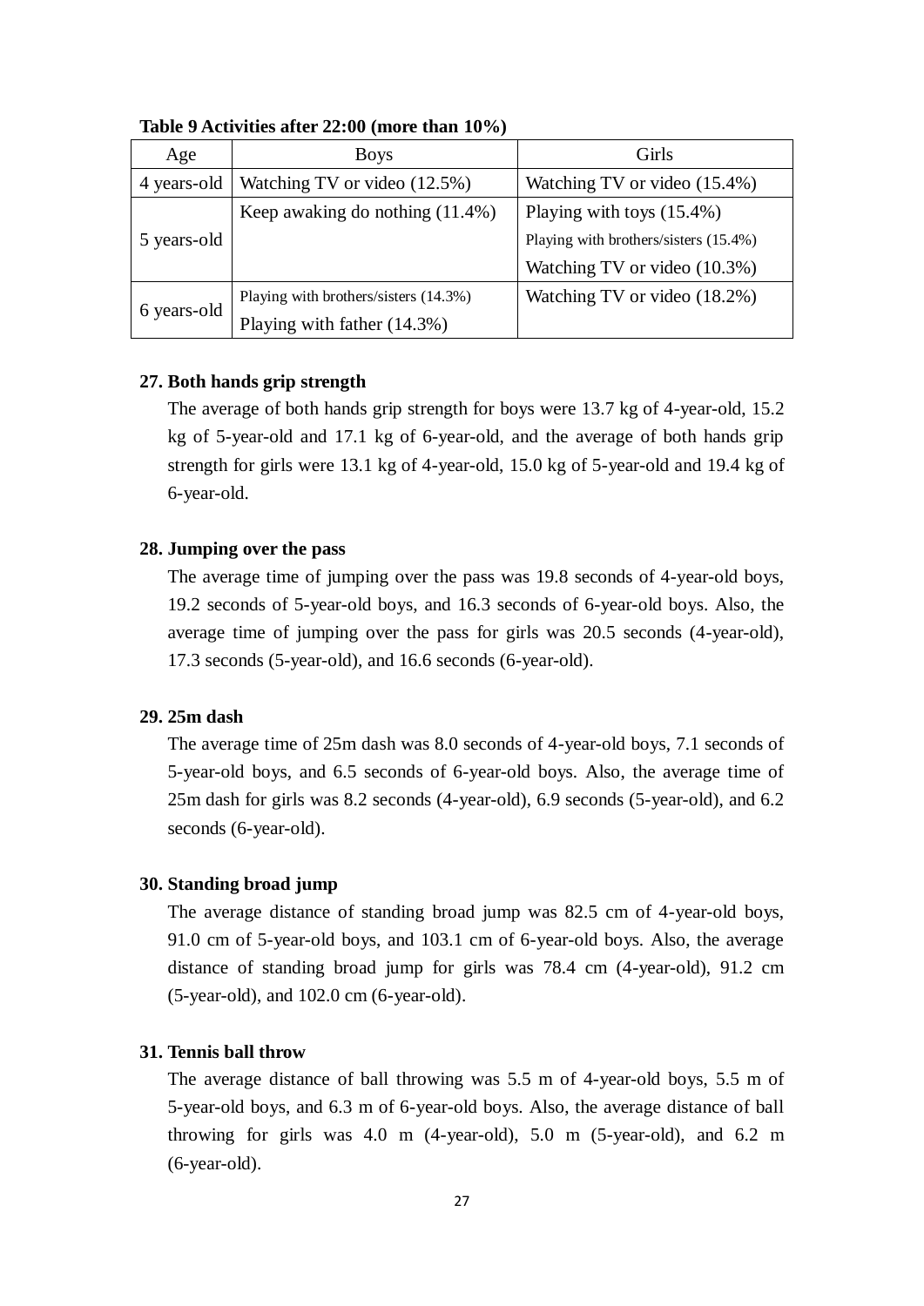**Table 9 Activities after 22:00 (more than 10%)**

| Age | Boys | Girls |
|---|---|---|
| 4 years-old | Watching TV or video (12.5%) | Watching TV or video (15.4%) |
| 5 years-old | Keep awaking do nothing (11.4%) | Playing with toys (15.4%)<br>Playing with brothers/sisters (15.4%)<br>Watching TV or video (10.3%) |
| 6 years-old | Playing with brothers/sisters (14.3%)<br>Playing with father (14.3%) | Watching TV or video (18.2%) |

### 27. Both hands grip strength

The average of both hands grip strength for boys were 13.7 kg of 4-year-old, 15.2 kg of 5-year-old and 17.1 kg of 6-year-old, and the average of both hands grip strength for girls were 13.1 kg of 4-year-old, 15.0 kg of 5-year-old and 19.4 kg of 6-year-old.

### 28. Jumping over the pass

The average time of jumping over the pass was 19.8 seconds of 4-year-old boys, 19.2 seconds of 5-year-old boys, and 16.3 seconds of 6-year-old boys. Also, the average time of jumping over the pass for girls was 20.5 seconds (4-year-old), 17.3 seconds (5-year-old), and 16.6 seconds (6-year-old).

### 29. 25m dash

The average time of 25m dash was 8.0 seconds of 4-year-old boys, 7.1 seconds of 5-year-old boys, and 6.5 seconds of 6-year-old boys. Also, the average time of 25m dash for girls was 8.2 seconds (4-year-old), 6.9 seconds (5-year-old), and 6.2 seconds (6-year-old).

### 30. Standing broad jump

The average distance of standing broad jump was 82.5 cm of 4-year-old boys, 91.0 cm of 5-year-old boys, and 103.1 cm of 6-year-old boys. Also, the average distance of standing broad jump for girls was 78.4 cm (4-year-old), 91.2 cm (5-year-old), and 102.0 cm (6-year-old).

### 31. Tennis ball throw

The average distance of ball throwing was 5.5 m of 4-year-old boys, 5.5 m of 5-year-old boys, and 6.3 m of 6-year-old boys. Also, the average distance of ball throwing for girls was 4.0 m (4-year-old), 5.0 m (5-year-old), and 6.2 m (6-year-old).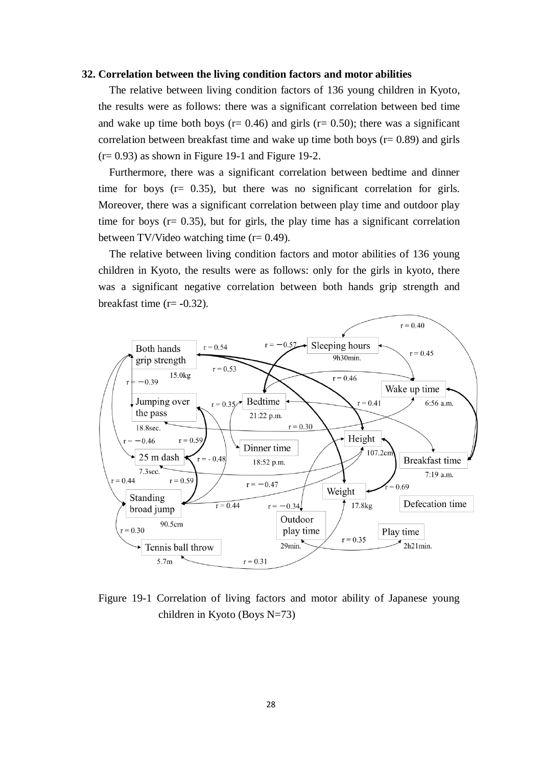**32. Correlation between the living condition factors and motor abilities**

The relative between living condition factors of 136 young children in Kyoto, the results were as follows: there was a significant correlation between bed time and wake up time both boys (r= 0.46) and girls (r= 0.50); there was a significant correlation between breakfast time and wake up time both boys (r= 0.89) and girls (r= 0.93) as shown in Figure 19-1 and Figure 19-2.

Furthermore, there was a significant correlation between bedtime and dinner time for boys (r= 0.35), but there was no significant correlation for girls. Moreover, there was a significant correlation between play time and outdoor play time for boys (r= 0.35), but for girls, the play time has a significant correlation between TV/Video watching time (r= 0.49).

The relative between living condition factors and motor abilities of 136 young children in Kyoto, the results were as follows: only for the girls in kyoto, there was a significant negative correlation between both hands grip strength and breakfast time (r= -0.32).

Figure 19-1 Correlation of living factors and motor ability of Japanese young children in Kyoto (Boys N=73)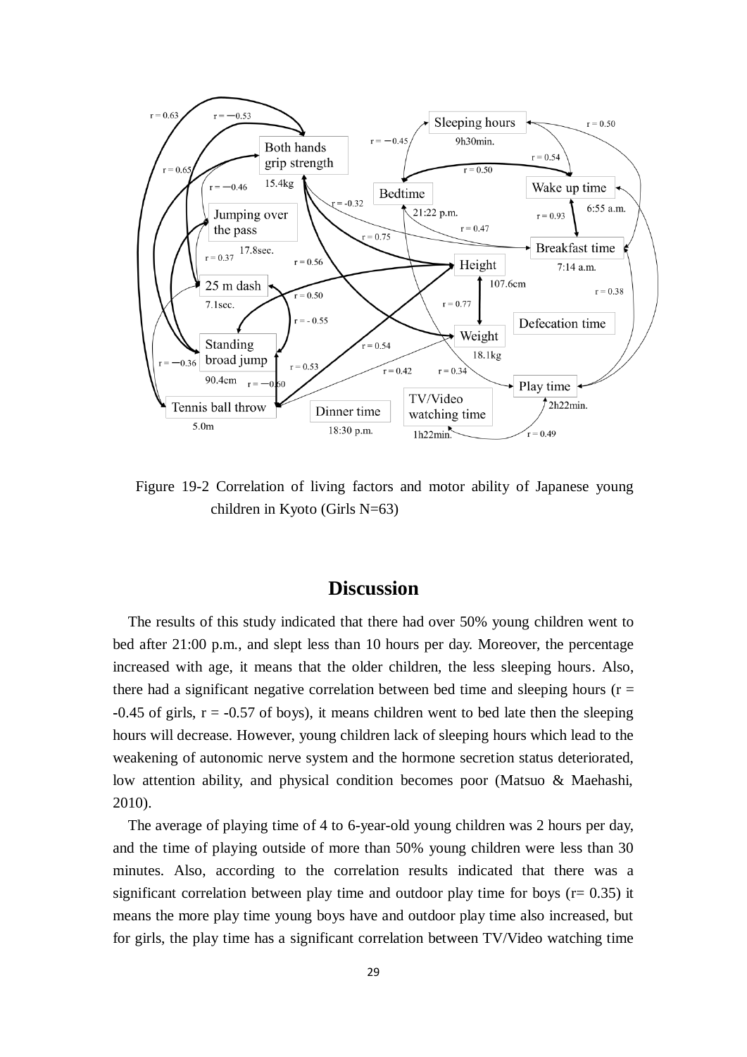Figure 19-2 Correlation of living factors and motor ability of Japanese young children in Kyoto (Girls N=63)

## Discussion

The results of this study indicated that there had over 50% young children went to bed after 21:00 p.m., and slept less than 10 hours per day. Moreover, the percentage increased with age, it means that the older children, the less sleeping hours. Also, there had a significant negative correlation between bed time and sleeping hours ($r = -0.45$ of girls, $r = -0.57$ of boys), it means children went to bed late then the sleeping hours will decrease. However, young children lack of sleeping hours which lead to the weakening of autonomic nerve system and the hormone secretion status deteriorated, low attention ability, and physical condition becomes poor (Matsuo & Maehashi, 2010).

The average of playing time of 4 to 6-year-old young children was 2 hours per day, and the time of playing outside of more than 50% young children were less than 30 minutes. Also, according to the correlation results indicated that there was a significant correlation between play time and outdoor play time for boys ($r = 0.35$) it means the more play time young boys have and outdoor play time also increased, but for girls, the play time has a significant correlation between TV/Video watching time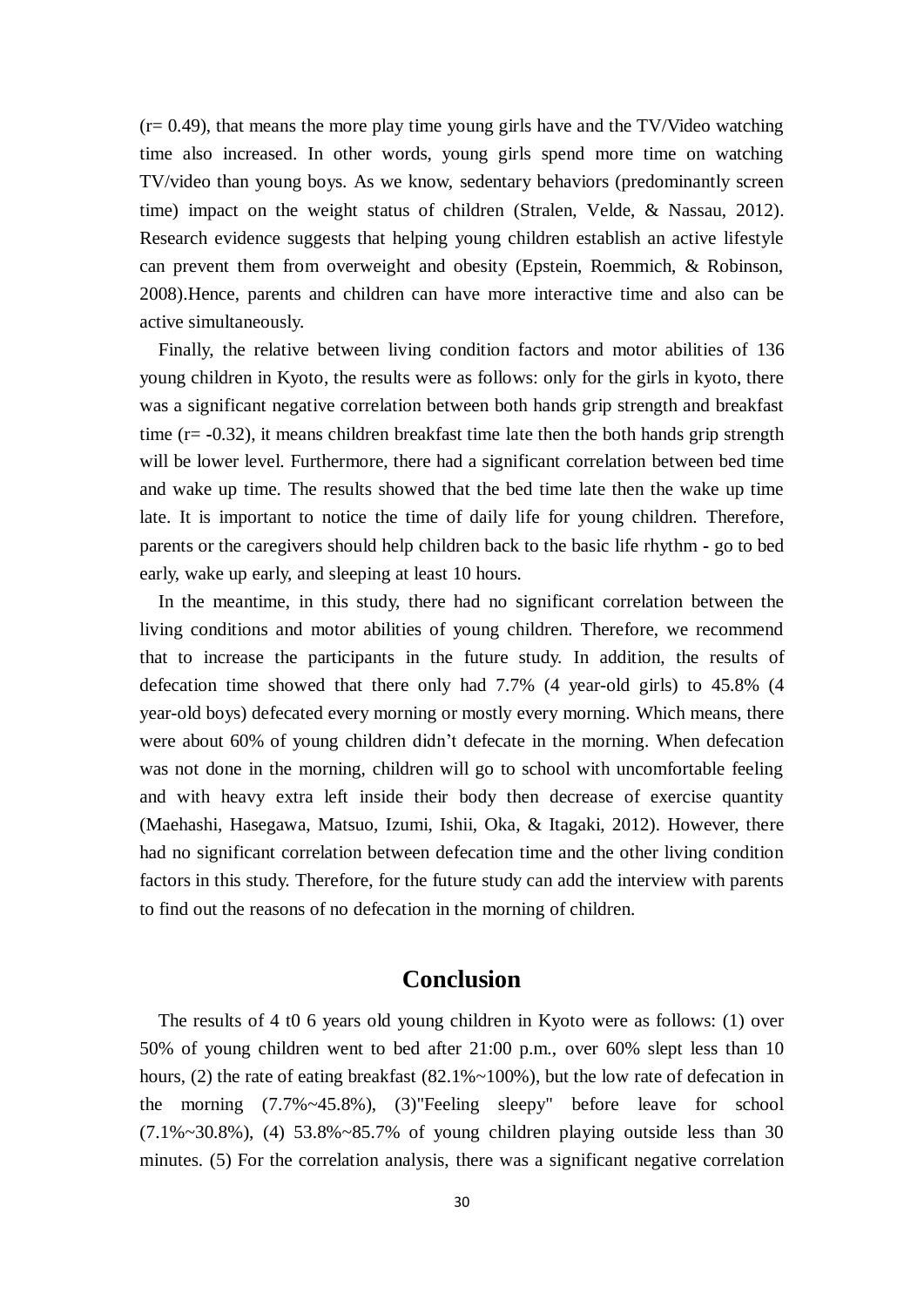(r= 0.49), that means the more play time young girls have and the TV/Video watching time also increased. In other words, young girls spend more time on watching TV/video than young boys. As we know, sedentary behaviors (predominantly screen time) impact on the weight status of children (Stralen, Velde, & Nassau, 2012). Research evidence suggests that helping young children establish an active lifestyle can prevent them from overweight and obesity (Epstein, Roemmich, & Robinson, 2008).Hence, parents and children can have more interactive time and also can be active simultaneously.

Finally, the relative between living condition factors and motor abilities of 136 young children in Kyoto, the results were as follows: only for the girls in kyoto, there was a significant negative correlation between both hands grip strength and breakfast time (r= -0.32), it means children breakfast time late then the both hands grip strength will be lower level. Furthermore, there had a significant correlation between bed time and wake up time. The results showed that the bed time late then the wake up time late. It is important to notice the time of daily life for young children. Therefore, parents or the caregivers should help children back to the basic life rhythm - go to bed early, wake up early, and sleeping at least 10 hours.

In the meantime, in this study, there had no significant correlation between the living conditions and motor abilities of young children. Therefore, we recommend that to increase the participants in the future study. In addition, the results of defecation time showed that there only had 7.7% (4 year-old girls) to 45.8% (4 year-old boys) defecated every morning or mostly every morning. Which means, there were about 60% of young children didn't defecate in the morning. When defecation was not done in the morning, children will go to school with uncomfortable feeling and with heavy extra left inside their body then decrease of exercise quantity (Maehashi, Hasegawa, Matsuo, Izumi, Ishii, Oka, & Itagaki, 2012). However, there had no significant correlation between defecation time and the other living condition factors in this study. Therefore, for the future study can add the interview with parents to find out the reasons of no defecation in the morning of children.

# Conclusion

The results of 4 t0 6 years old young children in Kyoto were as follows: (1) over 50% of young children went to bed after 21:00 p.m., over 60% slept less than 10 hours, (2) the rate of eating breakfast (82.1%~100%), but the low rate of defecation in the morning (7.7%~45.8%), (3)"Feeling sleepy" before leave for school (7.1%~30.8%), (4) 53.8%~85.7% of young children playing outside less than 30 minutes. (5) For the correlation analysis, there was a significant negative correlation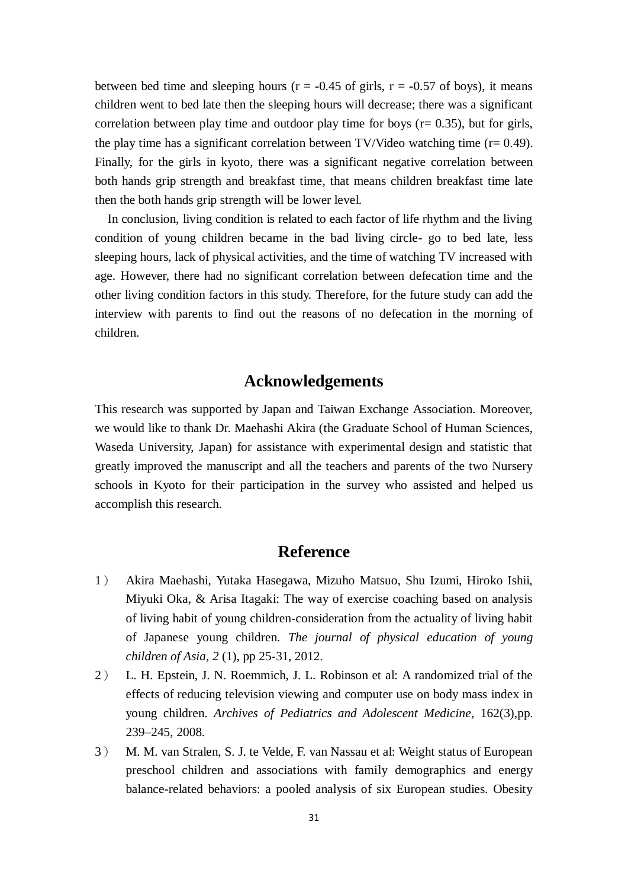between bed time and sleeping hours ($r = -0.45$ of girls, $r = -0.57$ of boys), it means children went to bed late then the sleeping hours will decrease; there was a significant correlation between play time and outdoor play time for boys ($r = 0.35$), but for girls, the play time has a significant correlation between TV/Video watching time ($r = 0.49$). Finally, for the girls in kyoto, there was a significant negative correlation between both hands grip strength and breakfast time, that means children breakfast time late then the both hands grip strength will be lower level.

In conclusion, living condition is related to each factor of life rhythm and the living condition of young children became in the bad living circle- go to bed late, less sleeping hours, lack of physical activities, and the time of watching TV increased with age. However, there had no significant correlation between defecation time and the other living condition factors in this study. Therefore, for the future study can add the interview with parents to find out the reasons of no defecation in the morning of children.

## Acknowledgements

This research was supported by Japan and Taiwan Exchange Association. Moreover, we would like to thank Dr. Maehashi Akira (the Graduate School of Human Sciences, Waseda University, Japan) for assistance with experimental design and statistic that greatly improved the manuscript and all the teachers and parents of the two Nursery schools in Kyoto for their participation in the survey who assisted and helped us accomplish this research.

## Reference

1） Akira Maehashi, Yutaka Hasegawa, Mizuho Matsuo, Shu Izumi, Hiroko Ishii, Miyuki Oka, & Arisa Itagaki: The way of exercise coaching based on analysis of living habit of young children-consideration from the actuality of living habit of Japanese young children. *The journal of physical education of young children of Asia, 2* (1), pp 25-31, 2012.

2） L. H. Epstein, J. N. Roemmich, J. L. Robinson et al: A randomized trial of the effects of reducing television viewing and computer use on body mass index in young children. *Archives of Pediatrics and Adolescent Medicine*, 162(3),pp. 239–245, 2008.

3） M. M. van Stralen, S. J. te Velde, F. van Nassau et al: Weight status of European preschool children and associations with family demographics and energy balance-related behaviors: a pooled analysis of six European studies. Obesity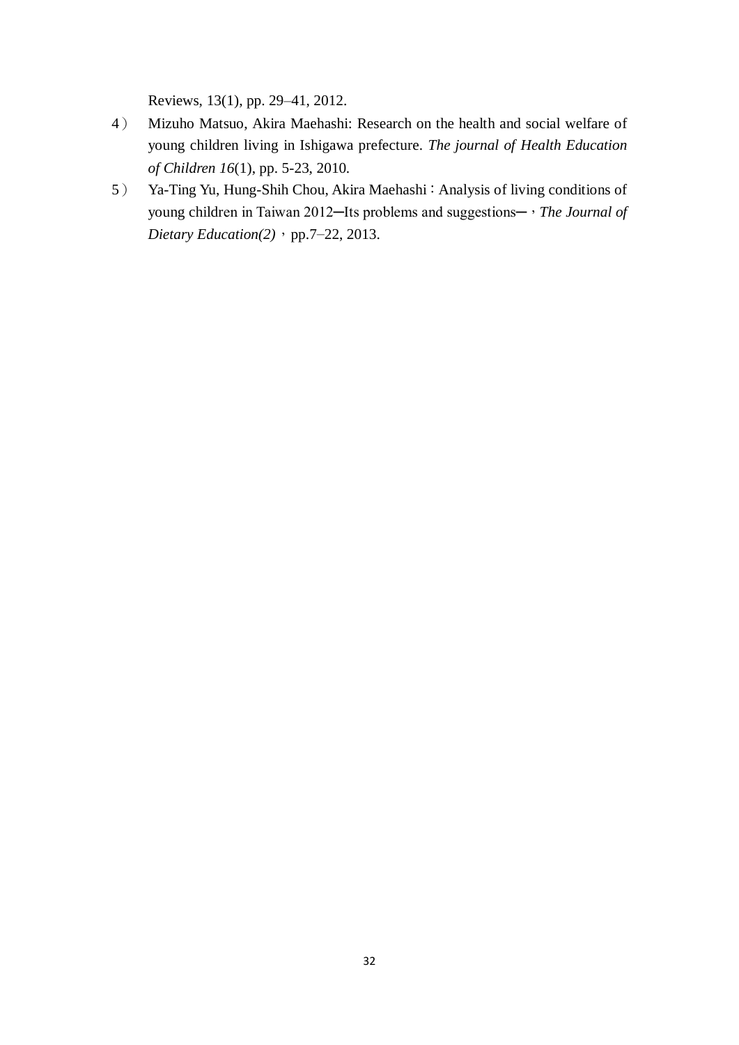Reviews, 13(1), pp. 29–41, 2012.

4） Mizuho Matsuo, Akira Maehashi: Research on the health and social welfare of young children living in Ishigawa prefecture. *The journal of Health Education of Children 16*(1), pp. 5-23, 2010.

5） Ya-Ting Yu, Hung-Shih Chou, Akira Maehashi：Analysis of living conditions of young children in Taiwan 2012─Its problems and suggestions─，*The Journal of Dietary Education(2)*，pp.7–22, 2013.